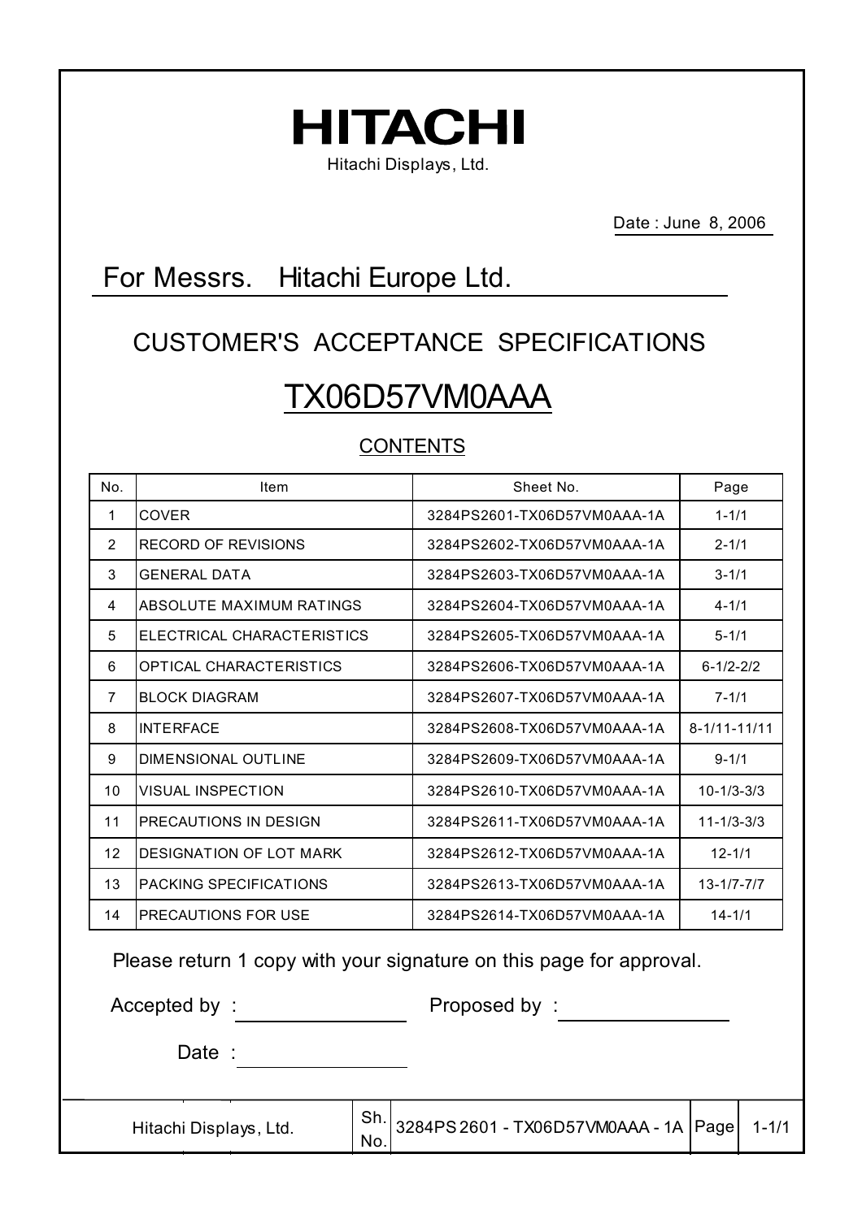# HITACHI

Hitachi Displays, Ltd.

Date : June 8, 2006

## For Messrs. Hitachi Europe Ltd.

## CUSTOMER'S ACCEPTANCE SPECIFICATIONS

# TX06D57VM0AAA

### CONTENTS

| No. | Item | Sheet No. | Page |
|---|---|---|---|
| 1 | COVER | 3284PS2601-TX06D57VM0AAA-1A | 1-1/1 |
| 2 | RECORD OF REVISIONS | 3284PS2602-TX06D57VM0AAA-1A | 2-1/1 |
| 3 | GENERAL DATA | 3284PS2603-TX06D57VM0AAA-1A | 3-1/1 |
| 4 | ABSOLUTE MAXIMUM RATINGS | 3284PS2604-TX06D57VM0AAA-1A | 4-1/1 |
| 5 | ELECTRICAL CHARACTERISTICS | 3284PS2605-TX06D57VM0AAA-1A | 5-1/1 |
| 6 | OPTICAL CHARACTERISTICS | 3284PS2606-TX06D57VM0AAA-1A | 6-1/2-2/2 |
| 7 | BLOCK DIAGRAM | 3284PS2607-TX06D57VM0AAA-1A | 7-1/1 |
| 8 | INTERFACE | 3284PS2608-TX06D57VM0AAA-1A | 8-1/11-11/11 |
| 9 | DIMENSIONAL OUTLINE | 3284PS2609-TX06D57VM0AAA-1A | 9-1/1 |
| 10 | VISUAL INSPECTION | 3284PS2610-TX06D57VM0AAA-1A | 10-1/3-3/3 |
| 11 | PRECAUTIONS IN DESIGN | 3284PS2611-TX06D57VM0AAA-1A | 11-1/3-3/3 |
| 12 | DESIGNATION OF LOT MARK | 3284PS2612-TX06D57VM0AAA-1A | 12-1/1 |
| 13 | PACKING SPECIFICATIONS | 3284PS2613-TX06D57VM0AAA-1A | 13-1/7-7/7 |
| 14 | PRECAUTIONS FOR USE | 3284PS2614-TX06D57VM0AAA-1A | 14-1/1 |

Please return 1 copy with your signature on this page for approval.

Accepted by : ______________ Proposed by : ______________

Date : ______________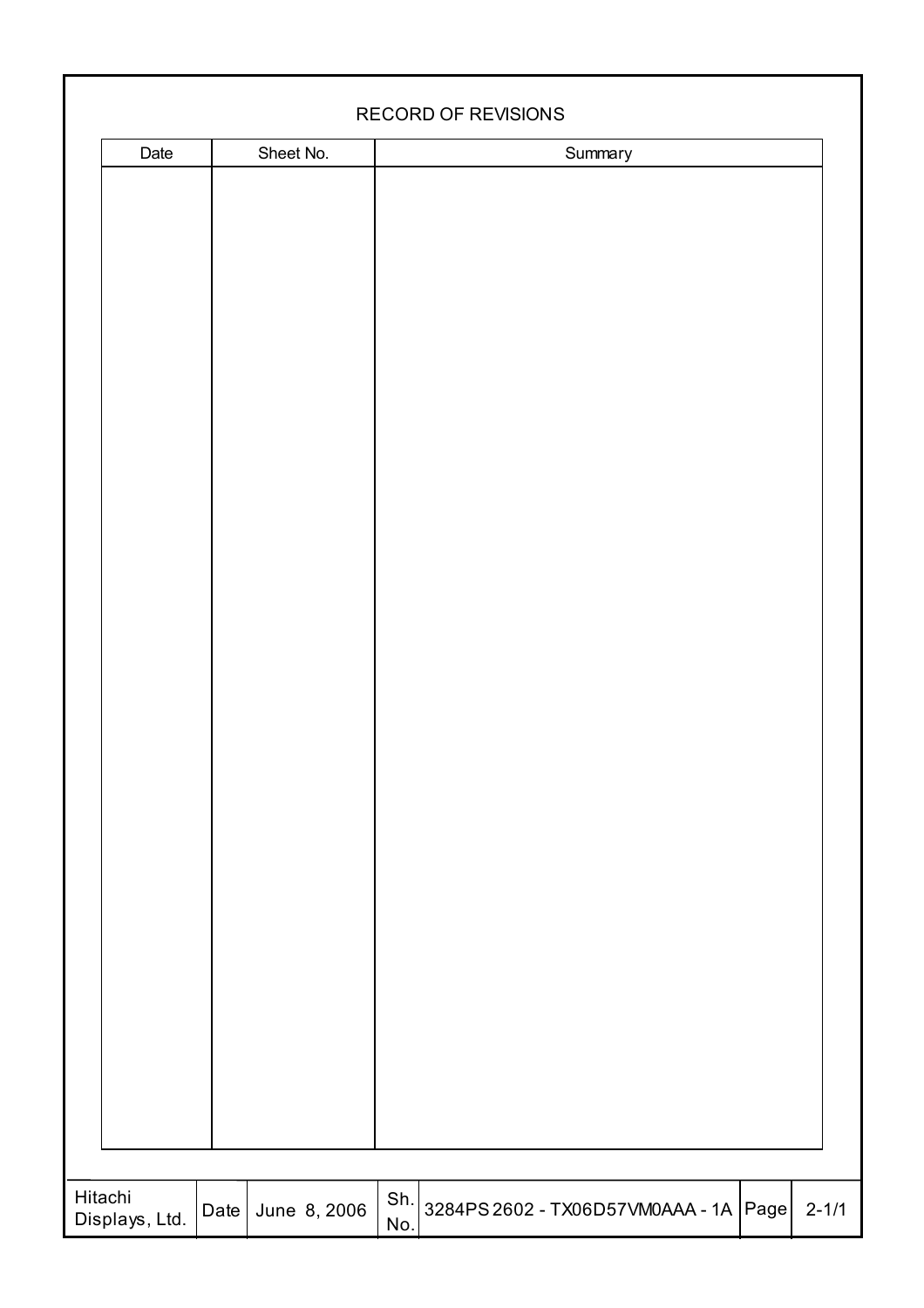# RECORD OF REVISIONS

| Date | Sheet No. | Summary |
|---|---|---|
| | | |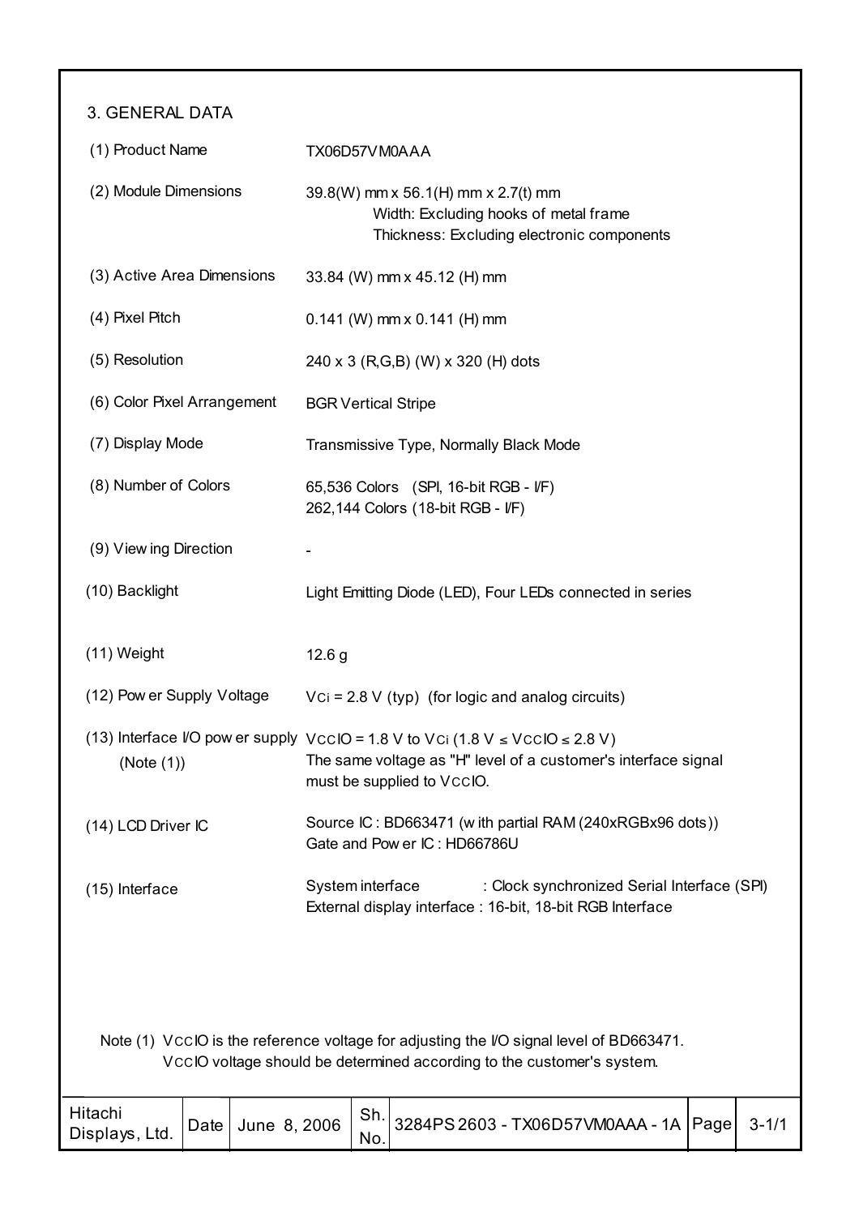## 3. GENERAL DATA

| | |
|---|---|
| (1) Product Name | TX06D57VM0AAA |
| (2) Module Dimensions | 39.8(W) mm x 56.1(H) mm x 2.7(t) mm<br>Width: Excluding hooks of metal frame<br>Thickness: Excluding electronic components |
| (3) Active Area Dimensions | 33.84 (W) mm x 45.12 (H) mm |
| (4) Pixel Pitch | 0.141 (W) mm x 0.141 (H) mm |
| (5) Resolution | 240 x 3 (R,G,B) (W) x 320 (H) dots |
| (6) Color Pixel Arrangement | BGR Vertical Stripe |
| (7) Display Mode | Transmissive Type, Normally Black Mode |
| (8) Number of Colors | 65,536 Colors (SPI, 16-bit RGB - I/F)<br>262,144 Colors (18-bit RGB - I/F) |
| (9) Viewing Direction | - |
| (10) Backlight | Light Emitting Diode (LED), Four LEDs connected in series |
| (11) Weight | 12.6 g |
| (12) Power Supply Voltage | $V_{Ci}$ = 2.8 V (typ) (for logic and analog circuits) |
| (13) Interface I/O power supply (Note (1)) | $V_{CC}IO$ = 1.8 V to $V_{Ci}$ (1.8 V ≤ $V_{CC}IO$ ≤ 2.8 V)<br>The same voltage as "H" level of a customer's interface signal must be supplied to $V_{CC}IO$. |
| (14) LCD Driver IC | Source IC : BD663471 (with partial RAM (240xRGBx96 dots))<br>Gate and Power IC : HD66786U |
| (15) Interface | System interface : Clock synchronized Serial Interface (SPI)<br>External display interface : 16-bit, 18-bit RGB Interface |

Note (1) $V_{CC}IO$ is the reference voltage for adjusting the I/O signal level of BD663471.
$V_{CC}IO$ voltage should be determined according to the customer's system.

| Hitachi Displays, Ltd. | Date | June 8, 2006 | Sh. No. | 3284PS 2603 - TX06D57VM0AAA - 1A | Page | 3-1/1 |
|---|---|---|---|---|---|---|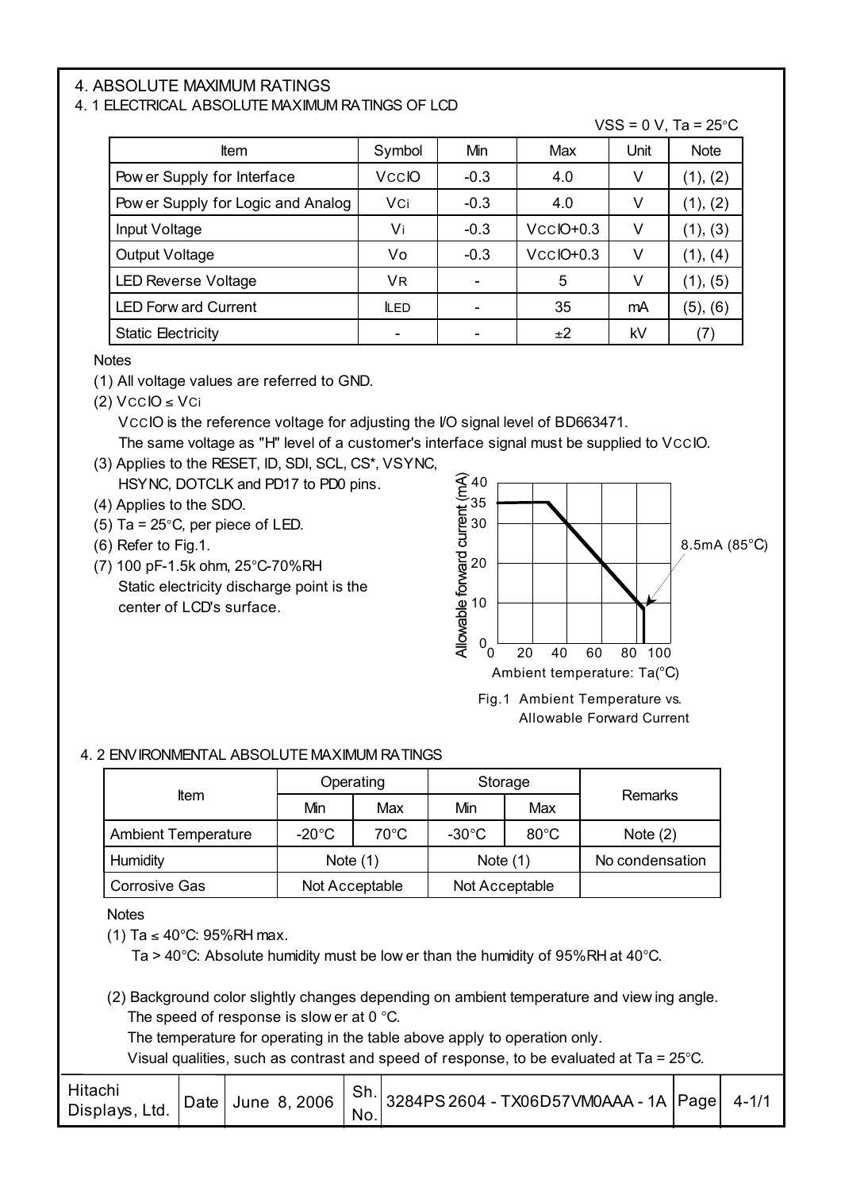# 4. ABSOLUTE MAXIMUM RATINGS

## 4. 1 ELECTRICAL ABSOLUTE MAXIMUM RATINGS OF LCD

VSS = 0 V, Ta = 25°C

| Item | Symbol | Min | Max | Unit | Note |
|---|---|---|---|---|---|
| Power Supply for Interface | VCCIO | -0.3 | 4.0 | V | (1), (2) |
| Power Supply for Logic and Analog | VCi | -0.3 | 4.0 | V | (1), (2) |
| Input Voltage | Vi | -0.3 | VCCIO+0.3 | V | (1), (3) |
| Output Voltage | Vo | -0.3 | VCCIO+0.3 | V | (1), (4) |
| LED Reverse Voltage | VR | - | 5 | V | (1), (5) |
| LED Forward Current | ILED | - | 35 | mA | (5), (6) |
| Static Electricity | - | - | ±2 | kV | (7) |

Notes

(1) All voltage values are referred to GND.

(2) VCCIO ≤ VCi

VCCIO is the reference voltage for adjusting the I/O signal level of BD663471.
The same voltage as "H" level of a customer's interface signal must be supplied to VCCIO.

(3) Applies to the RESET, ID, SDI, SCL, CS*, VSYNC, HSYNC, DOTCLK and PD17 to PD0 pins.

(4) Applies to the SDO.

(5) Ta = 25°C, per piece of LED.

(6) Refer to Fig.1.

(7) 100 pF-1.5k ohm, 25°C-70%RH
Static electricity discharge point is the center of LCD's surface.

Fig.1 Ambient Temperature vs. Allowable Forward Current

## 4. 2 ENVIRONMENTAL ABSOLUTE MAXIMUM RATINGS

| Item | Operating | | Storage | | Remarks |
|---|---|---|---|---|---|
| | Min | Max | Min | Max | |
| Ambient Temperature | -20°C | 70°C | -30°C | 80°C | Note (2) |
| Humidity | Note (1) | | Note (1) | | No condensation |
| Corrosive Gas | Not Acceptable | | Not Acceptable | | |

Notes

(1) Ta ≤ 40°C: 95%RH max.
Ta > 40°C: Absolute humidity must be lower than the humidity of 95%RH at 40°C.

(2) Background color slightly changes depending on ambient temperature and viewing angle.
The speed of response is slower at 0 °C.
The temperature for operating in the table above apply to operation only.
Visual qualities, such as contrast and speed of response, to be evaluated at Ta = 25°C.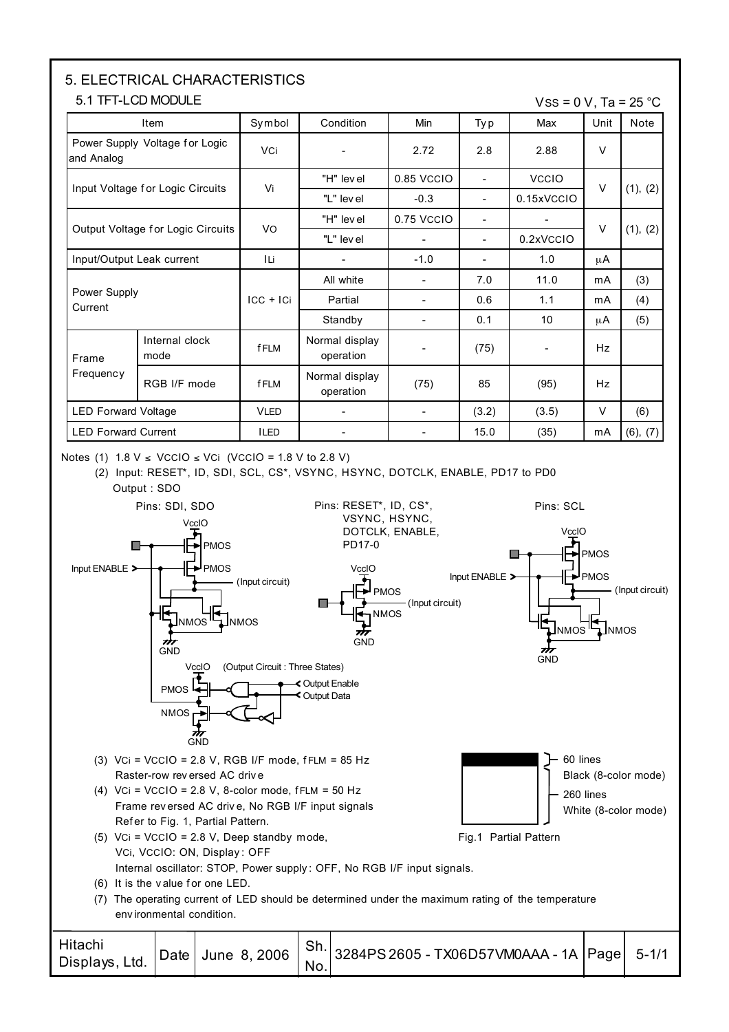# 5. ELECTRICAL CHARACTERISTICS

## 5.1 TFT-LCD MODULE

$V_{SS}$ = 0 V, Ta = 25 °C

| Item | | Symbol | Condition | Min | Typ | Max | Unit | Note |
|---|---|---|---|---|---|---|---|---|
| Power Supply Voltage for Logic and Analog | | $V_{Ci}$ | - | 2.72 | 2.8 | 2.88 | V | |
| Input Voltage for Logic Circuits | | $V_i$ | "H" level | 0.85 VCCIO | - | VCCIO | V | (1), (2) |
| | | | "L" level | -0.3 | - | 0.15xVCCIO | | |
| Output Voltage for Logic Circuits | | $V_O$ | "H" level | 0.75 VCCIO | - | - | V | (1), (2) |
| | | | "L" level | - | - | 0.2xVCCIO | | |
| Input/Output Leak current | | $I_{Li}$ | - | -1.0 | - | 1.0 | μA | |
| Power Supply Current | | $I_{CC}$ + $I_{Ci}$ | All white | - | 7.0 | 11.0 | mA | (3) |
| | | | Partial | - | 0.6 | 1.1 | mA | (4) |
| | | | Standby | - | 0.1 | 10 | μA | (5) |
| Frame Frequency | Internal clock mode | $f_{FLM}$ | Normal display operation | - | (75) | - | Hz | |
| | RGB I/F mode | $f_{FLM}$ | Normal display operation | (75) | 85 | (95) | Hz | |
| LED Forward Voltage | | $V_{LED}$ | - | - | (3.2) | (3.5) | V | (6) |
| LED Forward Current | | $I_{LED}$ | - | - | 15.0 | (35) | mA | (6), (7) |

Notes (1) 1.8 V ≤ VCCIO ≤ $V_{Ci}$ (VCCIO = 1.8 V to 2.8 V)

(2) Input: RESET*, ID, SDI, SCL, CS*, VSYNC, HSYNC, DOTCLK, ENABLE, PD17 to PD0
Output : SDO

Pins: SDI, SDO — VccIO, PMOS, PMOS, Input ENABLE, (Input circuit), NMOS, NMOS, GND; VccIO (Output Circuit : Three States), PMOS, NMOS, GND, Output Enable, Output Data

Pins: RESET*, ID, CS*, VSYNC, HSYNC, DOTCLK, ENABLE, PD17-0 — VccIO, PMOS, NMOS, GND, (Input circuit)

Pins: SCL — VccIO, PMOS, PMOS, Input ENABLE, (Input circuit), NMOS, NMOS, GND

(3) $V_{Ci}$ = VCCIO = 2.8 V, RGB I/F mode, $f_{FLM}$ = 85 Hz
Raster-row reversed AC drive

(4) $V_{Ci}$ = VCCIO = 2.8 V, 8-color mode, $f_{FLM}$ = 50 Hz
Frame reversed AC drive, No RGB I/F input signals
Refer to Fig. 1, Partial Pattern.

60 lines — Black (8-color mode)
260 lines — White (8-color mode)

Fig.1 Partial Pattern

(5) $V_{Ci}$ = VCCIO = 2.8 V, Deep standby mode,
$V_{Ci}$, VCCIO: ON, Display: OFF
Internal oscillator: STOP, Power supply: OFF, No RGB I/F input signals.

(6) It is the value for one LED.

(7) The operating current of LED should be determined under the maximum rating of the temperature environmental condition.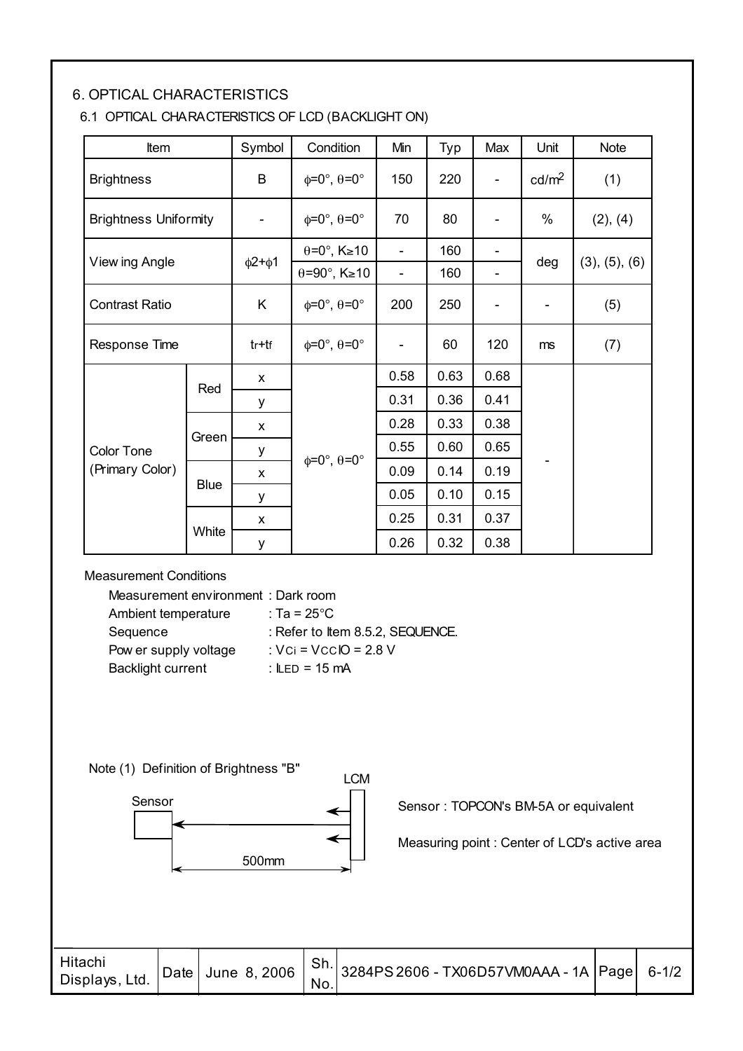# 6. OPTICAL CHARACTERISTICS

## 6.1 OPTICAL CHARACTERISTICS OF LCD (BACKLIGHT ON)

| Item | | Symbol | Condition | Min | Typ | Max | Unit | Note |
|---|---|---|---|---|---|---|---|---|
| Brightness | | B | $\phi$=0°, $\theta$=0° | 150 | 220 | - | cd/m$^2$ | (1) |
| Brightness Uniformity | | - | $\phi$=0°, $\theta$=0° | 70 | 80 | - | % | (2), (4) |
| Viewing Angle | | $\phi$2+$\phi$1 | $\theta$=0°, K≥10 | - | 160 | - | deg | (3), (5), (6) |
| | | | $\theta$=90°, K≥10 | - | 160 | - | | |
| Contrast Ratio | | K | $\phi$=0°, $\theta$=0° | 200 | 250 | - | - | (5) |
| Response Time | | $t_r$+$t_f$ | $\phi$=0°, $\theta$=0° | - | 60 | 120 | ms | (7) |
| Color Tone (Primary Color) | Red | x | $\phi$=0°, $\theta$=0° | 0.58 | 0.63 | 0.68 | - | |
| | | y | | 0.31 | 0.36 | 0.41 | | |
| | Green | x | | 0.28 | 0.33 | 0.38 | | |
| | | y | | 0.55 | 0.60 | 0.65 | | |
| | Blue | x | | 0.09 | 0.14 | 0.19 | | |
| | | y | | 0.05 | 0.10 | 0.15 | | |
| | White | x | | 0.25 | 0.31 | 0.37 | | |
| | | y | | 0.26 | 0.32 | 0.38 | | |

Measurement Conditions

- Measurement environment : Dark room
- Ambient temperature : Ta = 25°C
- Sequence : Refer to Item 8.5.2, SEQUENCE.
- Power supply voltage : $V_{CI}$ = $V_{CCIO}$ = 2.8 V
- Backlight current : $I_{LED}$ = 15 mA

Note (1) Definition of Brightness "B"

Sensor — LCM — 500mm

Sensor : TOPCON's BM-5A or equivalent

Measuring point : Center of LCD's active area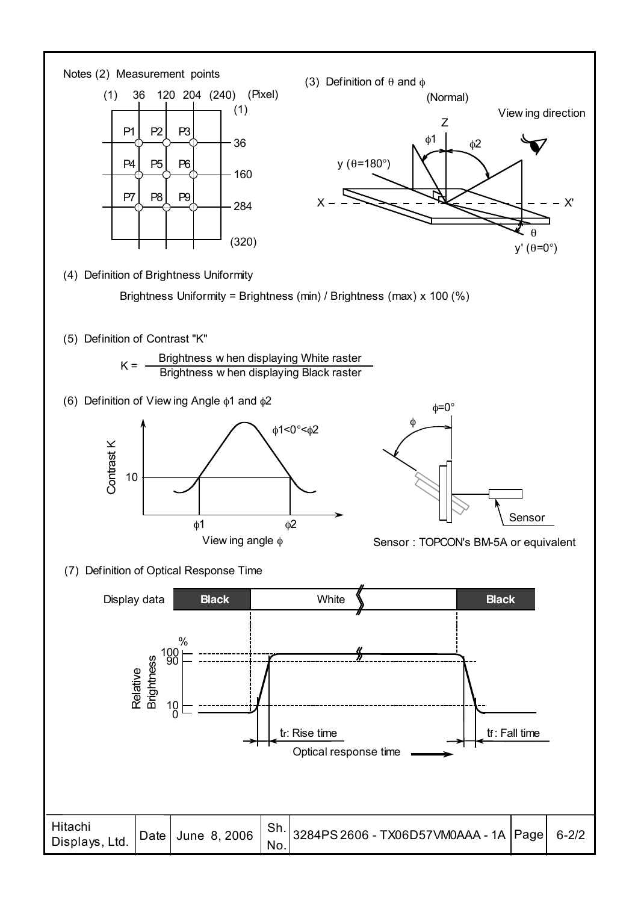Notes (2) Measurement points

(1) 36 120 204 (240) (Pixel)

(1)

P1 P2 P3 — 36

P4 P5 P6 — 160

P7 P8 P9 — 284

(320)

(3) Definition of θ and φ

(Normal)

Z

Viewing direction

φ1 φ2

y (θ=180°)

X X'

θ

y' (θ=0°)

(4) Definition of Brightness Uniformity

Brightness Uniformity = Brightness (min) / Brightness (max) x 100 (%)

(5) Definition of Contrast "K"

$$K = \frac{\text{Brightness when displaying White raster}}{\text{Brightness when displaying Black raster}}$$

(6) Definition of Viewing Angle φ1 and φ2

Contrast K

10

φ1<0°<φ2

φ1 φ2

Viewing angle φ

φ=0°

φ

Sensor

Sensor : TOPCON's BM-5A or equivalent

(7) Definition of Optical Response Time

Display data: **Black** | White | **Black**

Relative Brightness %: 100, 90, 10, 0

$t_r$: Rise time

$t_f$: Fall time

Optical response time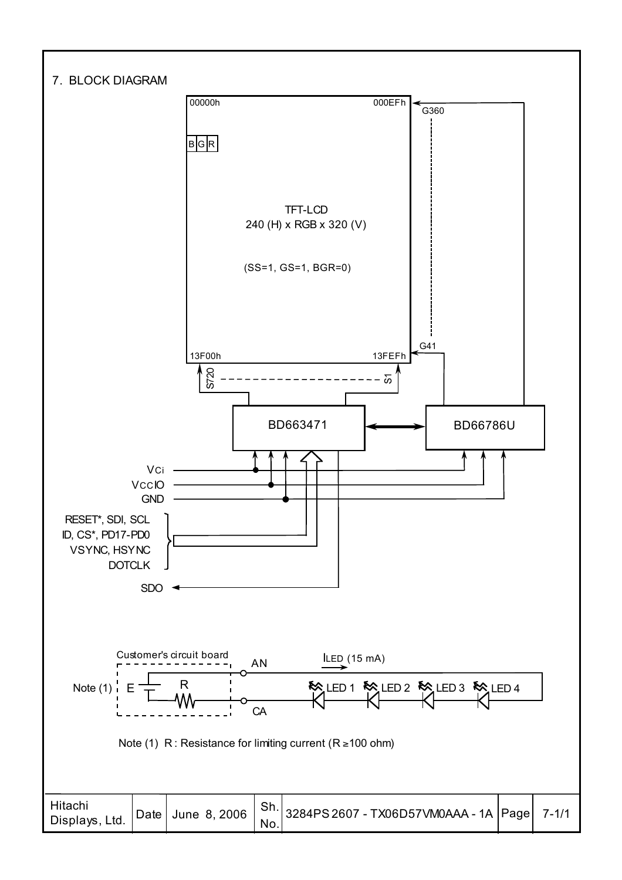# 7. BLOCK DIAGRAM

00000h 000EFh

G360

B G R

TFT-LCD
240 (H) x RGB x 320 (V)

(SS=1, GS=1, BGR=0)

13F00h 13FEFh

G41

S720 S1

BD663471

BD66786U

$V_{Ci}$

$V_{CC}IO$

GND

RESET*, SDI, SCL
ID, CS*, PD17-PD0
VSYNC, HSYNC
DOTCLK

SDO

Customer's circuit board

AN

$I_{LED}$ (15 mA)

Note (1) E R

LED 1 LED 2 LED 3 LED 4

CA

Note (1) R : Resistance for limiting current (R ≥100 ohm)

| Hitachi Displays, Ltd. | Date | June 8, 2006 | Sh. No. | 3284PS 2607 - TX06D57VM0AAA - 1A | Page | 7-1/1 |
|---|---|---|---|---|---|---|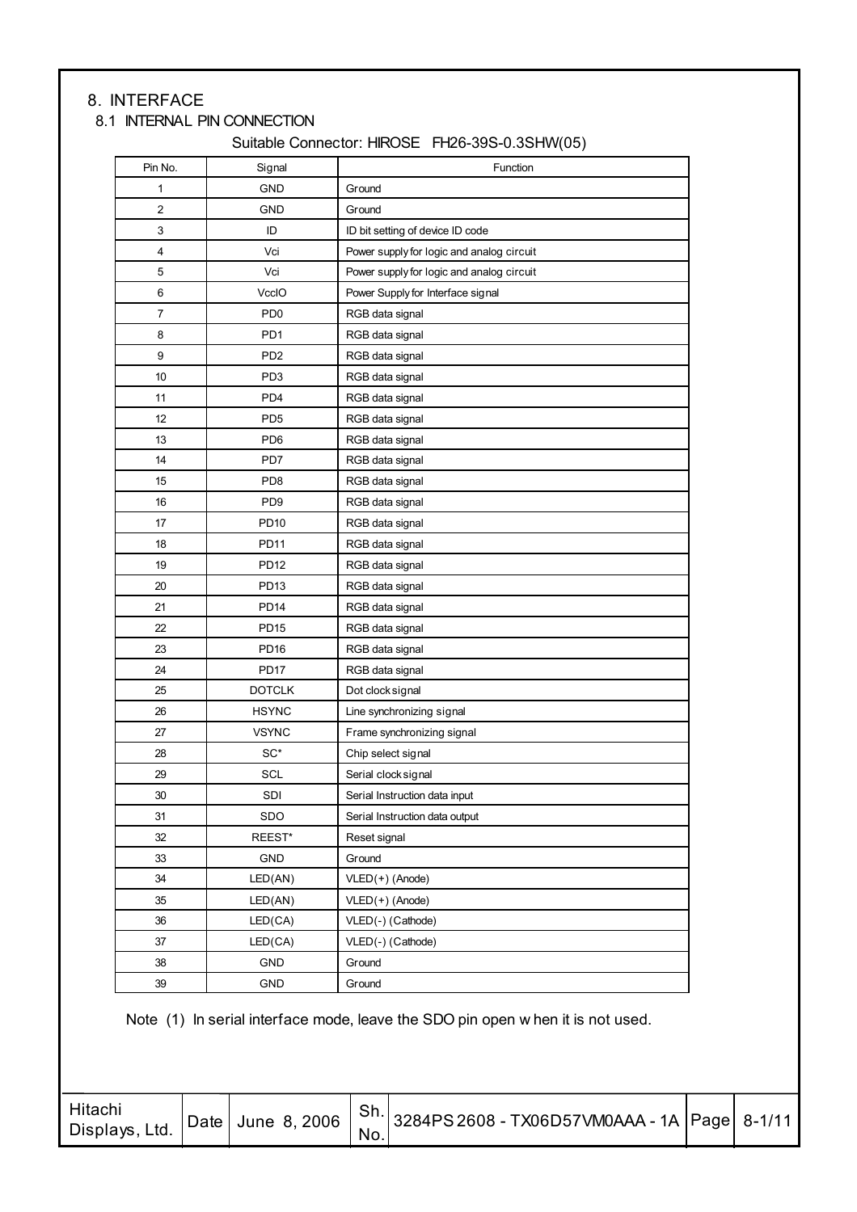# 8. INTERFACE

## 8.1 INTERNAL PIN CONNECTION

Suitable Connector: HIROSE FH26-39S-0.3SHW(05)

| Pin No. | Signal | Function |
|---|---|---|
| 1 | GND | Ground |
| 2 | GND | Ground |
| 3 | ID | ID bit setting of device ID code |
| 4 | Vci | Power supply for logic and analog circuit |
| 5 | Vci | Power supply for logic and analog circuit |
| 6 | VccIO | Power Supply for Interface signal |
| 7 | PD0 | RGB data signal |
| 8 | PD1 | RGB data signal |
| 9 | PD2 | RGB data signal |
| 10 | PD3 | RGB data signal |
| 11 | PD4 | RGB data signal |
| 12 | PD5 | RGB data signal |
| 13 | PD6 | RGB data signal |
| 14 | PD7 | RGB data signal |
| 15 | PD8 | RGB data signal |
| 16 | PD9 | RGB data signal |
| 17 | PD10 | RGB data signal |
| 18 | PD11 | RGB data signal |
| 19 | PD12 | RGB data signal |
| 20 | PD13 | RGB data signal |
| 21 | PD14 | RGB data signal |
| 22 | PD15 | RGB data signal |
| 23 | PD16 | RGB data signal |
| 24 | PD17 | RGB data signal |
| 25 | DOTCLK | Dot clock signal |
| 26 | HSYNC | Line synchronizing signal |
| 27 | VSYNC | Frame synchronizing signal |
| 28 | SC* | Chip select signal |
| 29 | SCL | Serial clock signal |
| 30 | SDI | Serial Instruction data input |
| 31 | SDO | Serial Instruction data output |
| 32 | REEST* | Reset signal |
| 33 | GND | Ground |
| 34 | LED(AN) | VLED(+) (Anode) |
| 35 | LED(AN) | VLED(+) (Anode) |
| 36 | LED(CA) | VLED(-) (Cathode) |
| 37 | LED(CA) | VLED(-) (Cathode) |
| 38 | GND | Ground |
| 39 | GND | Ground |

Note (1) In serial interface mode, leave the SDO pin open when it is not used.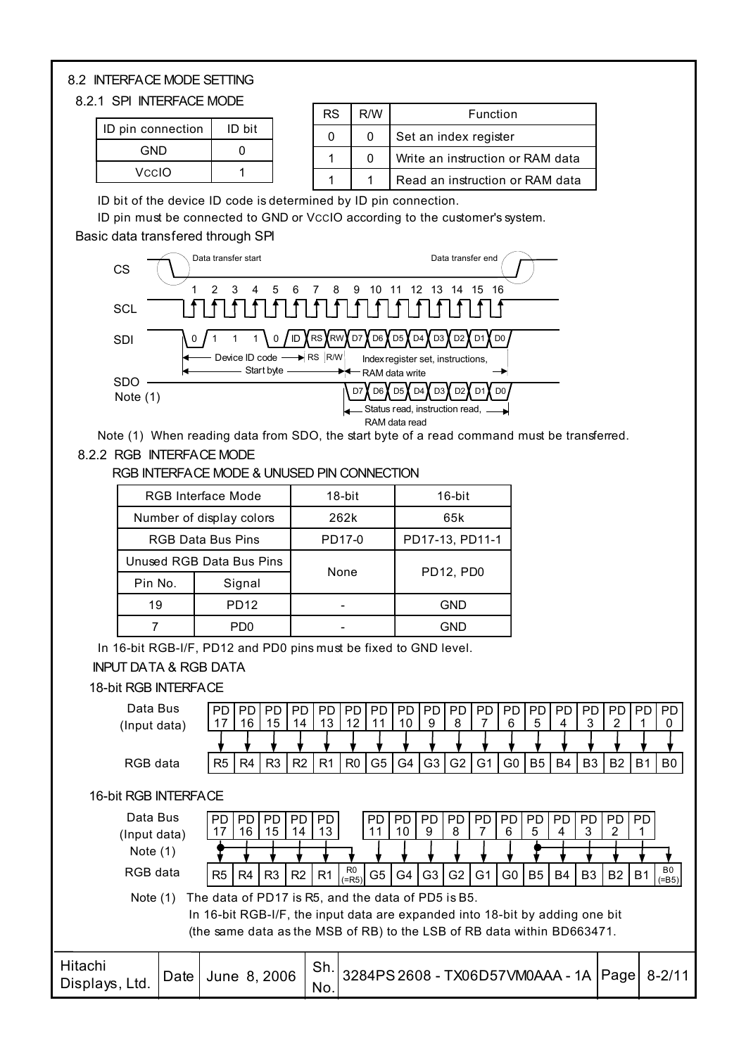## 8.2 INTERFACE MODE SETTING

### 8.2.1 SPI INTERFACE MODE

| ID pin connection | ID bit |
|---|---|
| GND | 0 |
| VCCIO | 1 |

| RS | R/W | Function |
|---|---|---|
| 0 | 0 | Set an index register |
| 1 | 0 | Write an instruction or RAM data |
| 1 | 1 | Read an instruction or RAM data |

ID bit of the device ID code is determined by ID pin connection.

ID pin must be connected to GND or VCCIO according to the customer's system.

Basic data transfered through SPI

CS: Data transfer start ... Data transfer end

SCL: 1 2 3 4 5 6 7 8 9 10 11 12 13 14 15 16

SDI: 0 1 1 1 0 ID RS RW D7 D6 D5 D4 D3 D2 D1 D0

- Device ID code → RS R/W
- Start byte
- Index register set, instructions, RAM data write

SDO Note (1): D7 D6 D5 D4 D3 D2 D1 D0

- Status read, instruction read, RAM data read

Note (1) When reading data from SDO, the start byte of a read command must be transferred.

### 8.2.2 RGB INTERFACE MODE

RGB INTERFACE MODE & UNUSED PIN CONNECTION

| RGB Interface Mode | | 18-bit | 16-bit |
|---|---|---|---|
| Number of display colors | | 262k | 65k |
| RGB Data Bus Pins | | PD17-0 | PD17-13, PD11-1 |
| Unused RGB Data Bus Pins | | None | PD12, PD0 |
| Pin No. | Signal | | |
| 19 | PD12 | - | GND |
| 7 | PD0 | - | GND |

In 16-bit RGB-I/F, PD12 and PD0 pins must be fixed to GND level.

INPUT DATA & RGB DATA

18-bit RGB INTERFACE

| Data Bus (Input data) | PD17 | PD16 | PD15 | PD14 | PD13 | PD12 | PD11 | PD10 | PD9 | PD8 | PD7 | PD6 | PD5 | PD4 | PD3 | PD2 | PD1 | PD0 |
|---|---|---|---|---|---|---|---|---|---|---|---|---|---|---|---|---|---|---|
| RGB data | R5 | R4 | R3 | R2 | R1 | R0 | G5 | G4 | G3 | G2 | G1 | G0 | B5 | B4 | B3 | B2 | B1 | B0 |

16-bit RGB INTERFACE

| Data Bus (Input data) Note (1) | PD17 | PD16 | PD15 | PD14 | PD13 | | PD11 | PD10 | PD9 | PD8 | PD7 | PD6 | PD5 | PD4 | PD3 | PD2 | PD1 | |
|---|---|---|---|---|---|---|---|---|---|---|---|---|---|---|---|---|---|---|
| RGB data | R5 | R4 | R3 | R2 | R1 | R0 (=R5) | G5 | G4 | G3 | G2 | G1 | G0 | B5 | B4 | B3 | B2 | B1 | B0 (=B5) |

Note (1) The data of PD17 is R5, and the data of PD5 is B5.
In 16-bit RGB-I/F, the input data are expanded into 18-bit by adding one bit (the same data as the MSB of RB) to the LSB of RB data within BD663471.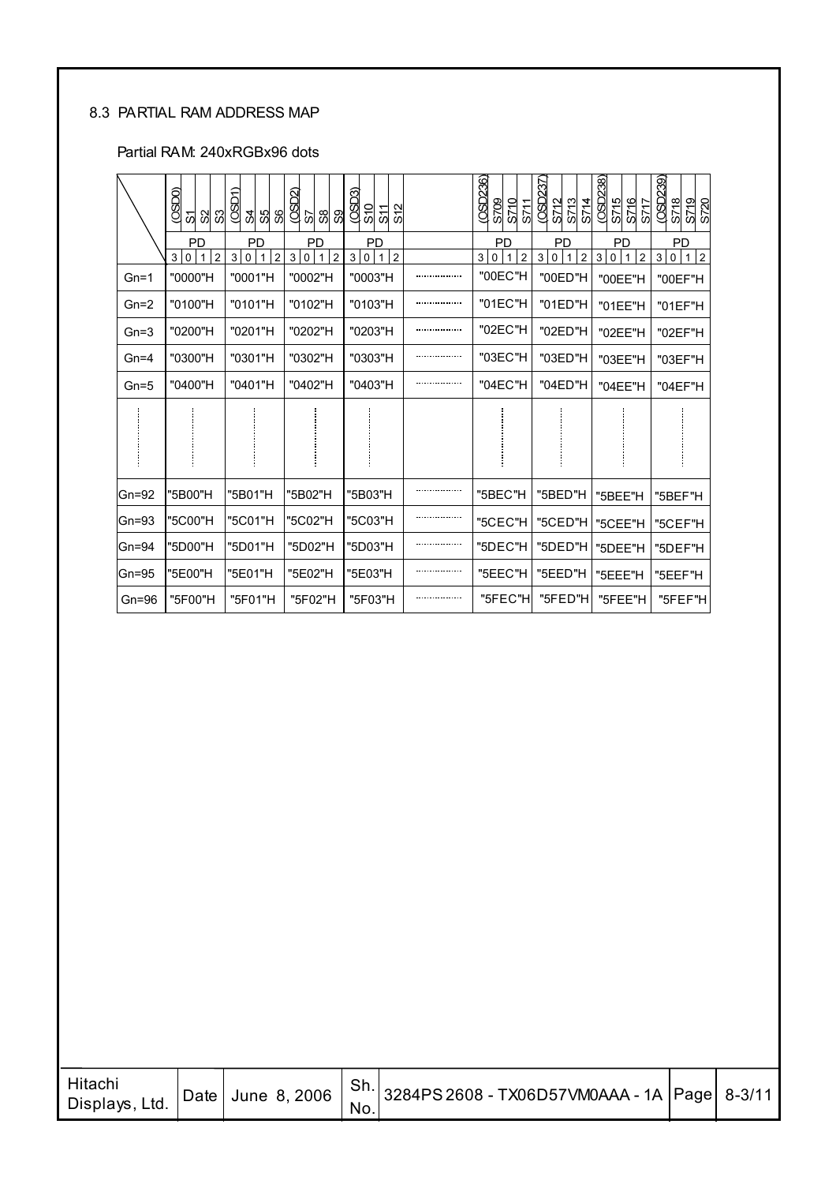8.3 PARTIAL RAM ADDRESS MAP

Partial RAM: 240xRGBx96 dots

| | (OSD0) S1 S2 S3 | (OSD1) S4 S5 S6 | (OSD2) S7 S8 S9 | (OSD3) S10 S11 S12 | | (OSD236) S709 S710 S711 | (OSD237) S712 S713 S714 | (OSD238) S715 S716 S717 | (OSD239) S718 S719 S720 |
|---|---|---|---|---|---|---|---|---|---|
| | PD 3 0 1 2 | PD 3 0 1 2 | PD 3 0 1 2 | PD 3 0 1 2 | | PD 3 0 1 2 | PD 3 0 1 2 | PD 3 0 1 2 | PD 3 0 1 2 |
| Gn=1 | "0000"H | "0001"H | "0002"H | "0003"H | ........ | "00EC"H | "00ED"H | "00EE"H | "00EF"H |
| Gn=2 | "0100"H | "0101"H | "0102"H | "0103"H | ........ | "01EC"H | "01ED"H | "01EE"H | "01EF"H |
| Gn=3 | "0200"H | "0201"H | "0202"H | "0203"H | ........ | "02EC"H | "02ED"H | "02EE"H | "02EF"H |
| Gn=4 | "0300"H | "0301"H | "0302"H | "0303"H | ........ | "03EC"H | "03ED"H | "03EE"H | "03EF"H |
| Gn=5 | "0400"H | "0401"H | "0402"H | "0403"H | ........ | "04EC"H | "04ED"H | "04EE"H | "04EF"H |
| ⋮ | ⋮ | ⋮ | ⋮ | ⋮ | | ⋮ | ⋮ | ⋮ | ⋮ |
| Gn=92 | "5B00"H | "5B01"H | "5B02"H | "5B03"H | ........ | "5BEC"H | "5BED"H | "5BEE"H | "5BEF"H |
| Gn=93 | "5C00"H | "5C01"H | "5C02"H | "5C03"H | ........ | "5CEC"H | "5CED"H | "5CEE"H | "5CEF"H |
| Gn=94 | "5D00"H | "5D01"H | "5D02"H | "5D03"H | ........ | "5DEC"H | "5DED"H | "5DEE"H | "5DEF"H |
| Gn=95 | "5E00"H | "5E01"H | "5E02"H | "5E03"H | ........ | "5EEC"H | "5EED"H | "5EEE"H | "5EEF"H |
| Gn=96 | "5F00"H | "5F01"H | "5F02"H | "5F03"H | ........ | "5FEC"H | "5FED"H | "5FEE"H | "5FEF"H |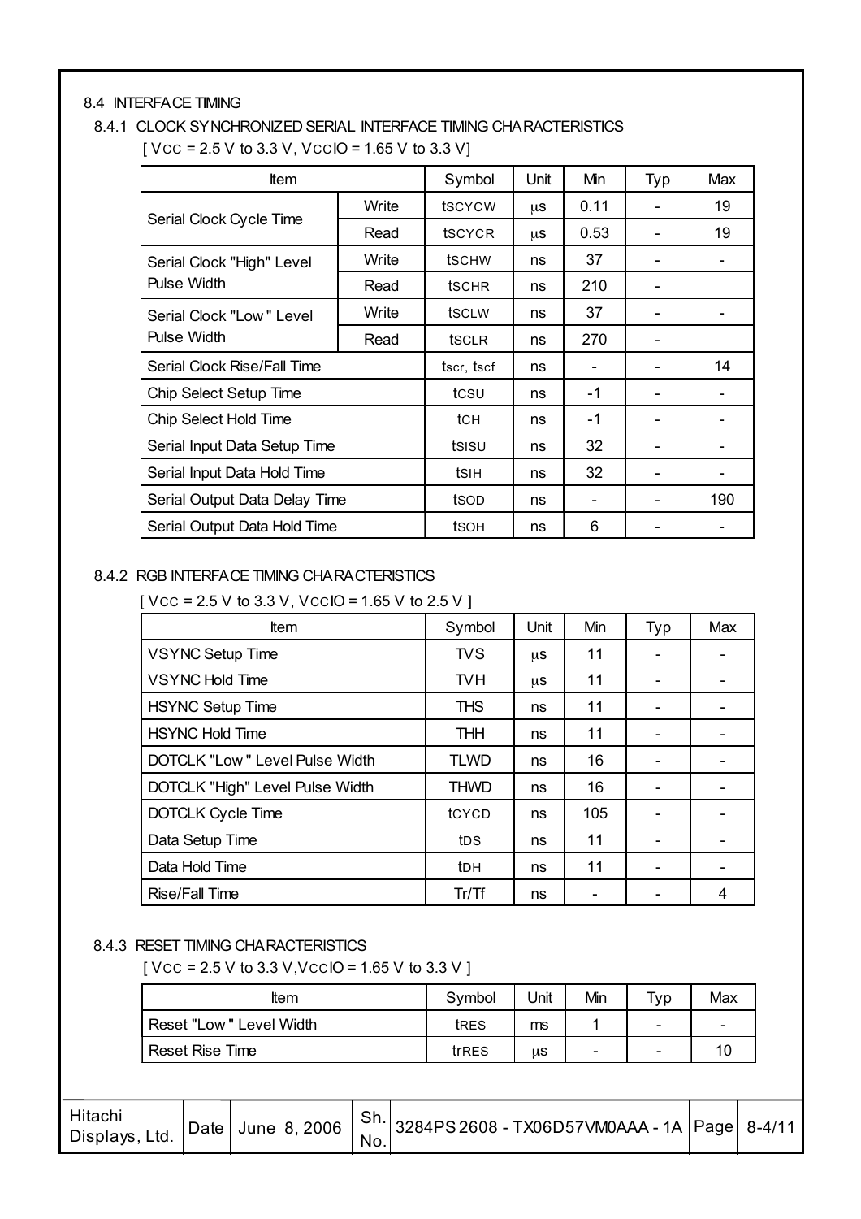## 8.4 INTERFACE TIMING

### 8.4.1 CLOCK SYNCHRONIZED SERIAL INTERFACE TIMING CHARACTERISTICS

[ $V_{CC}$ = 2.5 V to 3.3 V, $V_{CC}IO$ = 1.65 V to 3.3 V]

| Item | | Symbol | Unit | Min | Typ | Max |
|---|---|---|---|---|---|---|
| Serial Clock Cycle Time | Write | $t_{SCYCW}$ | μs | 0.11 | - | 19 |
| | Read | $t_{SCYCR}$ | μs | 0.53 | - | 19 |
| Serial Clock "High" Level Pulse Width | Write | $t_{SCHW}$ | ns | 37 | - | - |
| | Read | $t_{SCHR}$ | ns | 210 | - | |
| Serial Clock "Low" Level Pulse Width | Write | $t_{SCLW}$ | ns | 37 | - | - |
| | Read | $t_{SCLR}$ | ns | 270 | - | |
| Serial Clock Rise/Fall Time | | $t_{scr}$, $t_{scf}$ | ns | - | - | 14 |
| Chip Select Setup Time | | $t_{CSU}$ | ns | -1 | - | - |
| Chip Select Hold Time | | $t_{CH}$ | ns | -1 | - | - |
| Serial Input Data Setup Time | | $t_{SISU}$ | ns | 32 | - | - |
| Serial Input Data Hold Time | | $t_{SIH}$ | ns | 32 | - | - |
| Serial Output Data Delay Time | | $t_{SOD}$ | ns | - | - | 190 |
| Serial Output Data Hold Time | | $t_{SOH}$ | ns | 6 | - | - |

### 8.4.2 RGB INTERFACE TIMING CHARACTERISTICS

[ $V_{CC}$ = 2.5 V to 3.3 V, $V_{CC}IO$ = 1.65 V to 2.5 V ]

| Item | Symbol | Unit | Min | Typ | Max |
|---|---|---|---|---|---|
| VSYNC Setup Time | TVS | μs | 11 | - | - |
| VSYNC Hold Time | TVH | μs | 11 | - | - |
| HSYNC Setup Time | THS | ns | 11 | - | - |
| HSYNC Hold Time | THH | ns | 11 | - | - |
| DOTCLK "Low" Level Pulse Width | TLWD | ns | 16 | - | - |
| DOTCLK "High" Level Pulse Width | THWD | ns | 16 | - | - |
| DOTCLK Cycle Time | $t_{CYCD}$ | ns | 105 | - | - |
| Data Setup Time | $t_{DS}$ | ns | 11 | - | - |
| Data Hold Time | $t_{DH}$ | ns | 11 | - | - |
| Rise/Fall Time | Tr/Tf | ns | - | - | 4 |

### 8.4.3 RESET TIMING CHARACTERISTICS

[ $V_{CC}$ = 2.5 V to 3.3 V, $V_{CC}IO$ = 1.65 V to 3.3 V ]

| Item | Symbol | Unit | Min | Typ | Max |
|---|---|---|---|---|---|
| Reset "Low" Level Width | $t_{RES}$ | ms | 1 | - | - |
| Reset Rise Time | $t_{rRES}$ | μs | - | - | 10 |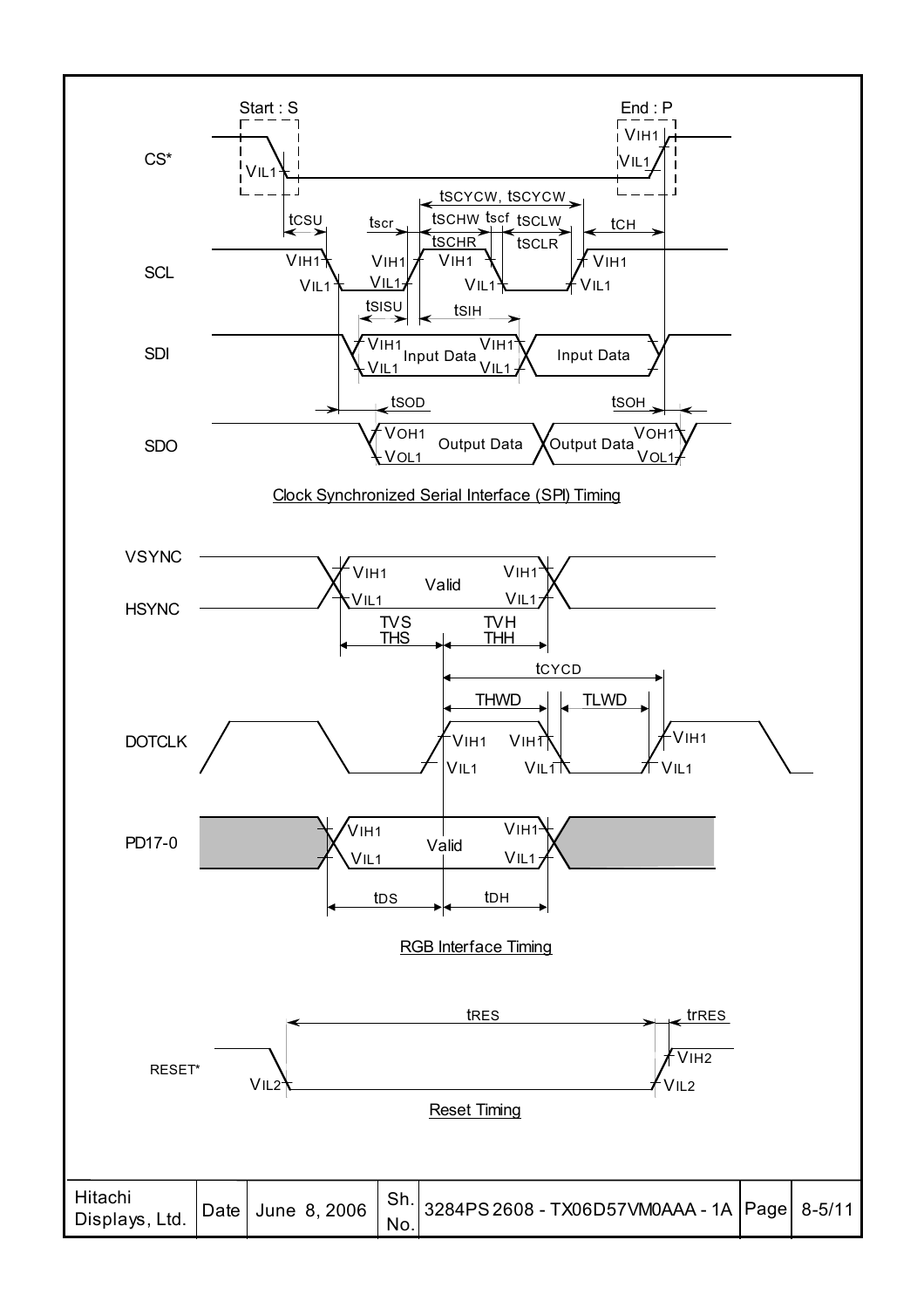Clock Synchronized Serial Interface (SPI) Timing

RGB Interface Timing

Reset Timing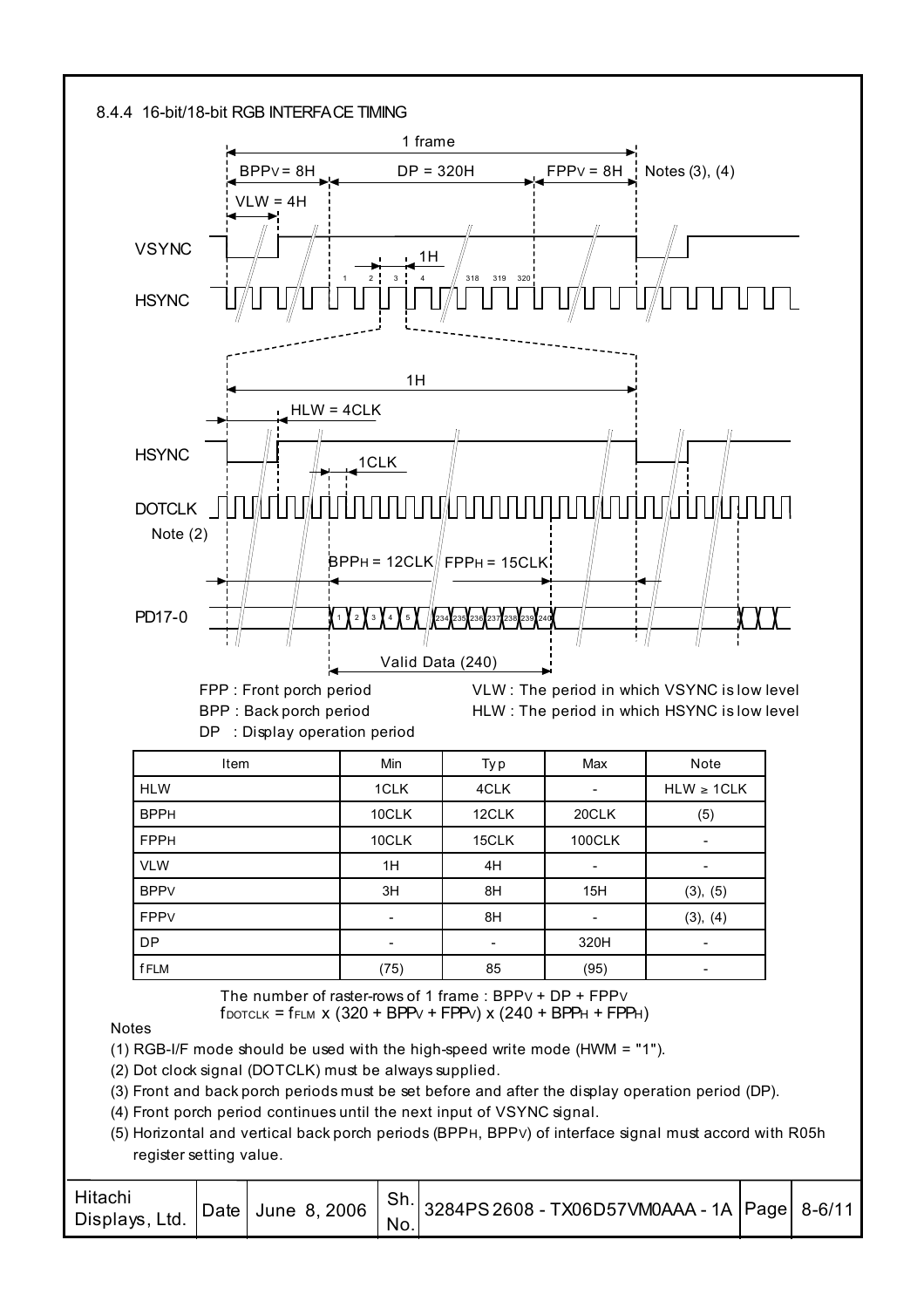### 8.4.4 16-bit/18-bit RGB INTERFACE TIMING

1 frame

$BPP_V$ = 8H    DP = 320H    $FPP_V$ = 8H    Notes (3), (4)

VLW = 4H

VSYNC

HSYNC

1H

HLW = 4CLK

1CLK

DOTCLK

Note (2)

$BPP_H$ = 12CLK    $FPP_H$ = 15CLK

PD17-0

Valid Data (240)

FPP : Front porch period
BPP : Back porch period
DP : Display operation period

VLW : The period in which VSYNC is low level
HLW : The period in which HSYNC is low level

| Item | Min | Typ | Max | Note |
|---|---|---|---|---|
| HLW | 1CLK | 4CLK | - | HLW ≥ 1CLK |
| $BPP_H$ | 10CLK | 12CLK | 20CLK | (5) |
| $FPP_H$ | 10CLK | 15CLK | 100CLK | - |
| VLW | 1H | 4H | - | - |
| $BPP_V$ | 3H | 8H | 15H | (3), (5) |
| $FPP_V$ | - | 8H | - | (3), (4) |
| DP | - | - | 320H | - |
| $f_{FLM}$ | (75) | 85 | (95) | - |

The number of raster-rows of 1 frame : $BPP_V + DP + FPP_V$

$f_{DOTCLK} = f_{FLM} \times (320 + BPP_V + FPP_V) \times (240 + BPP_H + FPP_H)$

Notes

(1) RGB-I/F mode should be used with the high-speed write mode (HWM = "1").

(2) Dot clock signal (DOTCLK) must be always supplied.

(3) Front and back porch periods must be set before and after the display operation period (DP).

(4) Front porch period continues until the next input of VSYNC signal.

(5) Horizontal and vertical back porch periods ($BPP_H$, $BPP_V$) of interface signal must accord with R05h register setting value.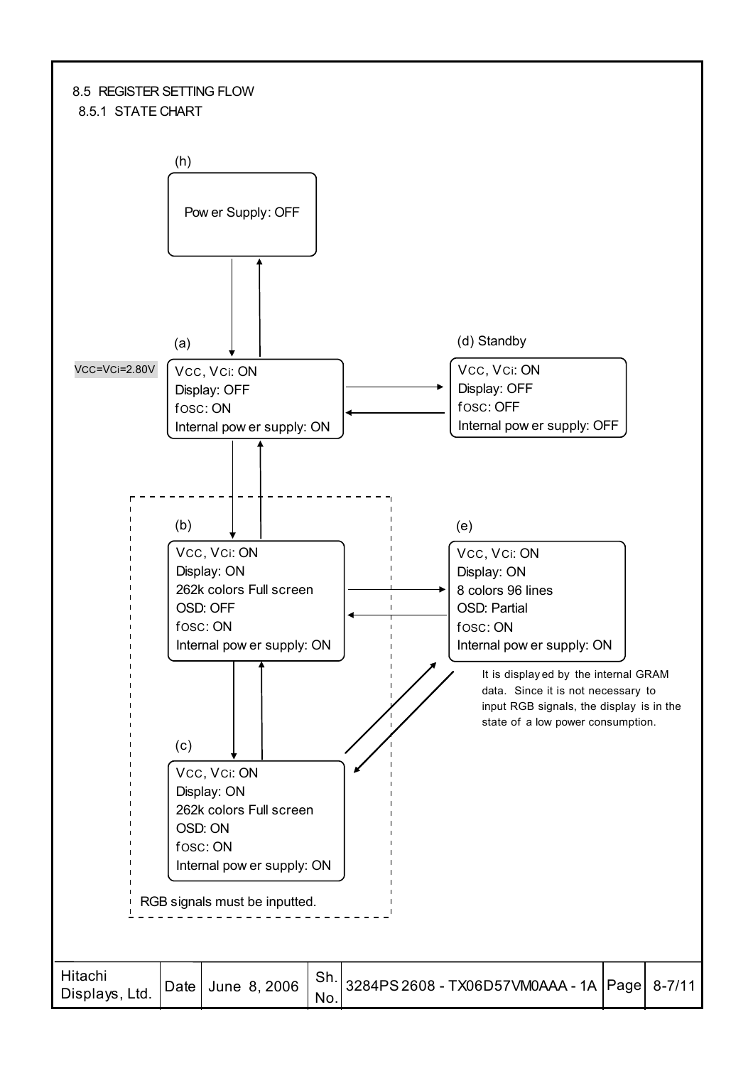## 8.5 REGISTER SETTING FLOW

### 8.5.1 STATE CHART

(h)

Power Supply: OFF

(a)

$V_{CC}=V_{Ci}=2.80V$

$V_{CC}$, $V_{Ci}$: ON
Display: OFF
$f_{OSC}$: ON
Internal power supply: ON

(d) Standby

$V_{CC}$, $V_{Ci}$: ON
Display: OFF
$f_{OSC}$: OFF
Internal power supply: OFF

(b)

$V_{CC}$, $V_{Ci}$: ON
Display: ON
262k colors Full screen
OSD: OFF
$f_{OSC}$: ON
Internal power supply: ON

(e)

$V_{CC}$, $V_{Ci}$: ON
Display: ON
8 colors 96 lines
OSD: Partial
$f_{OSC}$: ON
Internal power supply: ON

It is displayed by the internal GRAM data. Since it is not necessary to input RGB signals, the display is in the state of a low power consumption.

(c)

$V_{CC}$, $V_{Ci}$: ON
Display: ON
262k colors Full screen
OSD: ON
$f_{OSC}$: ON
Internal power supply: ON

RGB signals must be inputted.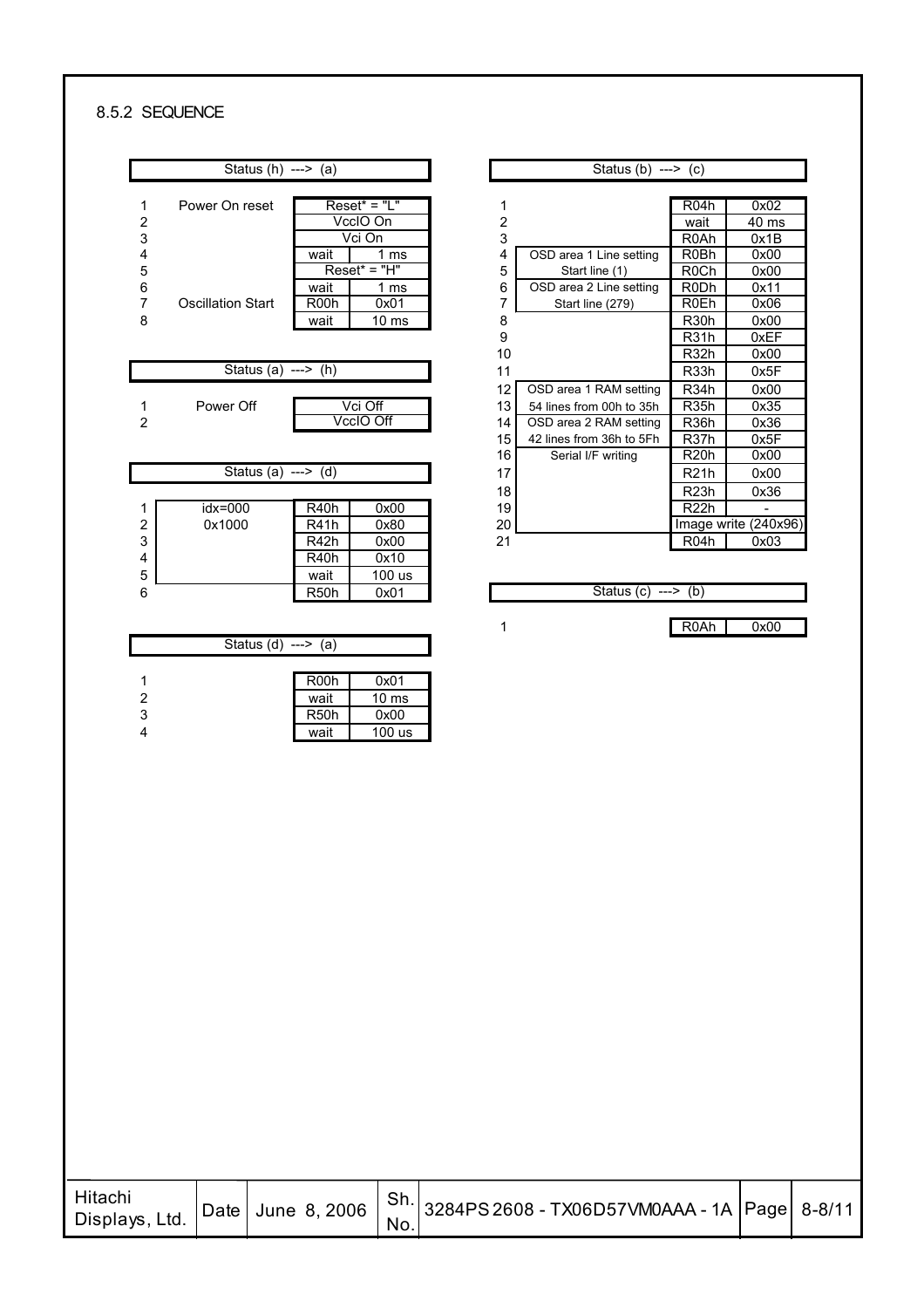## 8.5.2 SEQUENCE

**Status (h) ---> (a)**

| No. | Description | Register | Value |
|---|---|---|---|
| 1 | Power On reset | Reset* = "L" | |
| 2 | | VccIO On | |
| 3 | | Vci On | |
| 4 | | wait | 1 ms |
| 5 | | Reset* = "H" | |
| 6 | | wait | 1 ms |
| 7 | Oscillation Start | R00h | 0x01 |
| 8 | | wait | 10 ms |

**Status (a) ---> (h)**

| No. | Description | Action |
|---|---|---|
| 1 | Power Off | Vci Off |
| 2 | | VccIO Off |

**Status (a) ---> (d)**

| No. | Description | Register | Value |
|---|---|---|---|
| 1 | idx=000 | R40h | 0x00 |
| 2 | 0x1000 | R41h | 0x80 |
| 3 | | R42h | 0x00 |
| 4 | | R40h | 0x10 |
| 5 | | wait | 100 us |
| 6 | | R50h | 0x01 |

**Status (d) ---> (a)**

| No. | Register | Value |
|---|---|---|
| 1 | R00h | 0x01 |
| 2 | wait | 10 ms |
| 3 | R50h | 0x00 |
| 4 | wait | 100 us |

**Status (b) ---> (c)**

| No. | Description | Register | Value |
|---|---|---|---|
| 1 | | R04h | 0x02 |
| 2 | | wait | 40 ms |
| 3 | | R0Ah | 0x1B |
| 4 | OSD area 1 Line setting | R0Bh | 0x00 |
| 5 | Start line (1) | R0Ch | 0x00 |
| 6 | OSD area 2 Line setting | R0Dh | 0x11 |
| 7 | Start line (279) | R0Eh | 0x06 |
| 8 | | R30h | 0x00 |
| 9 | | R31h | 0xEF |
| 10 | | R32h | 0x00 |
| 11 | | R33h | 0x5F |
| 12 | OSD area 1 RAM setting | R34h | 0x00 |
| 13 | 54 lines from 00h to 35h | R35h | 0x35 |
| 14 | OSD area 2 RAM setting | R36h | 0x36 |
| 15 | 42 lines from 36h to 5Fh | R37h | 0x5F |
| 16 | Serial I/F writing | R20h | 0x00 |
| 17 | | R21h | 0x00 |
| 18 | | R23h | 0x36 |
| 19 | | R22h | - |
| 20 | | Image write (240x96) | |
| 21 | | R04h | 0x03 |

**Status (c) ---> (b)**

| No. | Register | Value |
|---|---|---|
| 1 | R0Ah | 0x00 |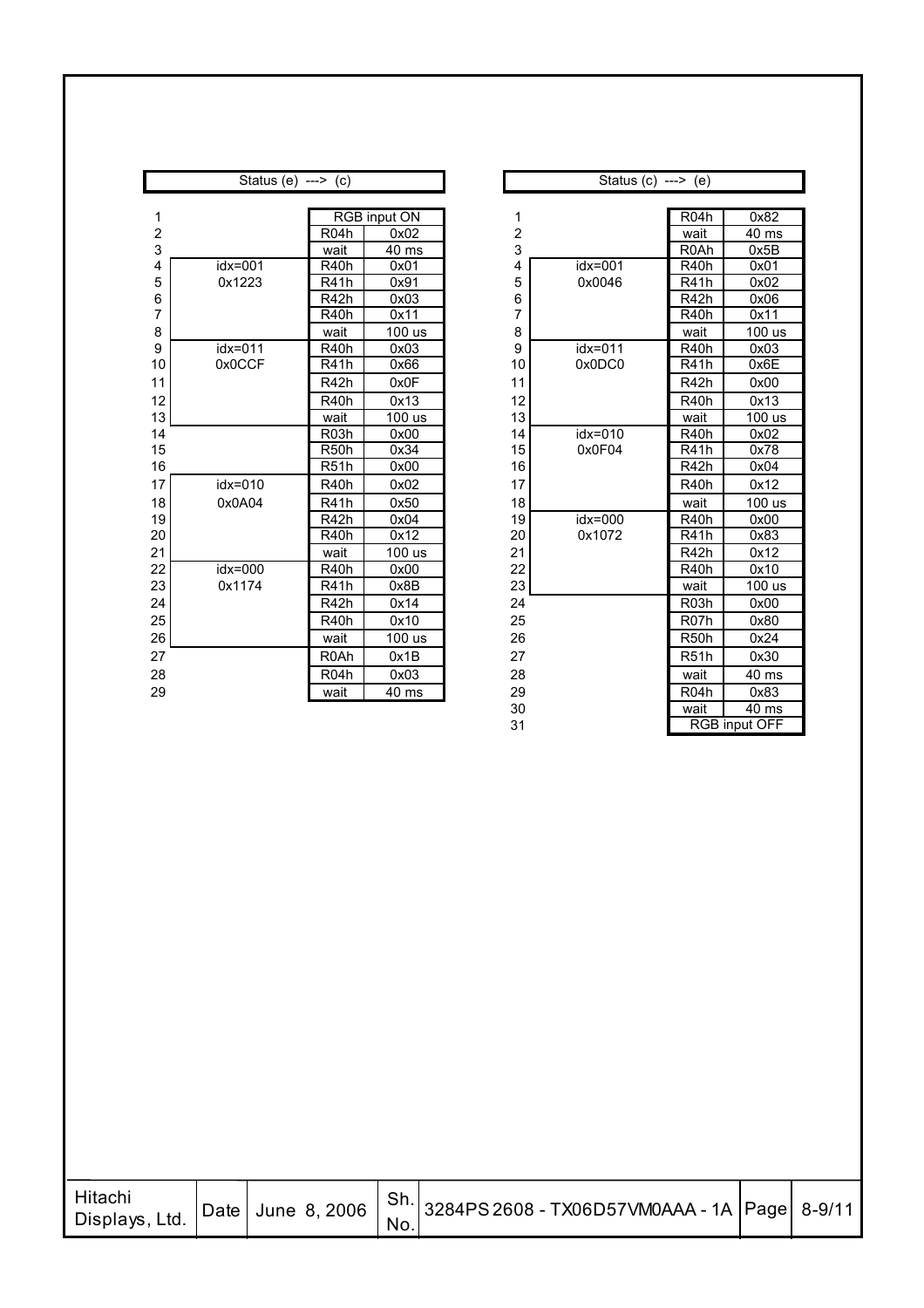**Status (e) ---> (c)**

| No. | idx | Register | Value |
|---|---|---|---|
| 1 | | RGB input ON | |
| 2 | | R04h | 0x02 |
| 3 | | wait | 40 ms |
| 4 | idx=001 | R40h | 0x01 |
| 5 | 0x1223 | R41h | 0x91 |
| 6 | | R42h | 0x03 |
| 7 | | R40h | 0x11 |
| 8 | | wait | 100 us |
| 9 | idx=011 | R40h | 0x03 |
| 10 | 0x0CCF | R41h | 0x66 |
| 11 | | R42h | 0x0F |
| 12 | | R40h | 0x13 |
| 13 | | wait | 100 us |
| 14 | | R03h | 0x00 |
| 15 | | R50h | 0x34 |
| 16 | | R51h | 0x00 |
| 17 | idx=010 | R40h | 0x02 |
| 18 | 0x0A04 | R41h | 0x50 |
| 19 | | R42h | 0x04 |
| 20 | | R40h | 0x12 |
| 21 | | wait | 100 us |
| 22 | idx=000 | R40h | 0x00 |
| 23 | 0x1174 | R41h | 0x8B |
| 24 | | R42h | 0x14 |
| 25 | | R40h | 0x10 |
| 26 | | wait | 100 us |
| 27 | | R0Ah | 0x1B |
| 28 | | R04h | 0x03 |
| 29 | | wait | 40 ms |

**Status (c) ---> (e)**

| No. | idx | Register | Value |
|---|---|---|---|
| 1 | | R04h | 0x82 |
| 2 | | wait | 40 ms |
| 3 | | R0Ah | 0x5B |
| 4 | idx=001 | R40h | 0x01 |
| 5 | 0x0046 | R41h | 0x02 |
| 6 | | R42h | 0x06 |
| 7 | | R40h | 0x11 |
| 8 | | wait | 100 us |
| 9 | idx=011 | R40h | 0x03 |
| 10 | 0x0DC0 | R41h | 0x6E |
| 11 | | R42h | 0x00 |
| 12 | | R40h | 0x13 |
| 13 | | wait | 100 us |
| 14 | idx=010 | R40h | 0x02 |
| 15 | 0x0F04 | R41h | 0x78 |
| 16 | | R42h | 0x04 |
| 17 | | R40h | 0x12 |
| 18 | | wait | 100 us |
| 19 | idx=000 | R40h | 0x00 |
| 20 | 0x1072 | R41h | 0x83 |
| 21 | | R42h | 0x12 |
| 22 | | R40h | 0x10 |
| 23 | | wait | 100 us |
| 24 | | R03h | 0x00 |
| 25 | | R07h | 0x80 |
| 26 | | R50h | 0x24 |
| 27 | | R51h | 0x30 |
| 28 | | wait | 40 ms |
| 29 | | R04h | 0x83 |
| 30 | | wait | 40 ms |
| 31 | | RGB input OFF | |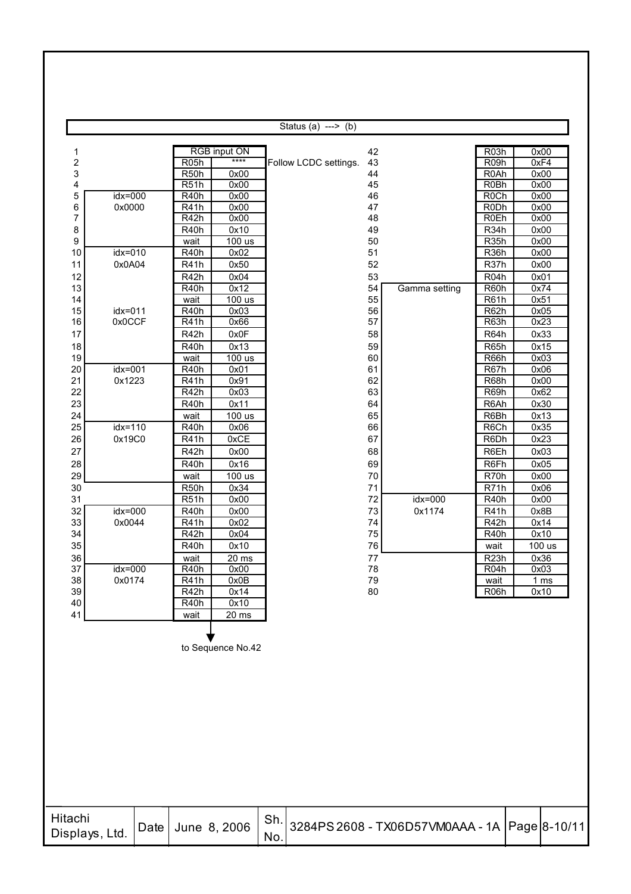**Status (a) ---> (b)**

| No. | | Register | Value | |
|---|---|---|---|---|
| 1 | | RGB input ON | | |
| 2 | | R05h | **** | Follow LCDC settings. |
| 3 | | R50h | 0x00 | |
| 4 | | R51h | 0x00 | |
| 5 | idx=000 | R40h | 0x00 | |
| 6 | 0x0000 | R41h | 0x00 | |
| 7 | | R42h | 0x00 | |
| 8 | | R40h | 0x10 | |
| 9 | | wait | 100 us | |
| 10 | idx=010 | R40h | 0x02 | |
| 11 | 0x0A04 | R41h | 0x50 | |
| 12 | | R42h | 0x04 | |
| 13 | | R40h | 0x12 | |
| 14 | | wait | 100 us | |
| 15 | idx=011 | R40h | 0x03 | |
| 16 | 0x0CCF | R41h | 0x66 | |
| 17 | | R42h | 0x0F | |
| 18 | | R40h | 0x13 | |
| 19 | | wait | 100 us | |
| 20 | idx=001 | R40h | 0x01 | |
| 21 | 0x1223 | R41h | 0x91 | |
| 22 | | R42h | 0x03 | |
| 23 | | R40h | 0x11 | |
| 24 | | wait | 100 us | |
| 25 | idx=110 | R40h | 0x06 | |
| 26 | 0x19C0 | R41h | 0xCE | |
| 27 | | R42h | 0x00 | |
| 28 | | R40h | 0x16 | |
| 29 | | wait | 100 us | |
| 30 | | R50h | 0x34 | |
| 31 | | R51h | 0x00 | |
| 32 | idx=000 | R40h | 0x00 | |
| 33 | 0x0044 | R41h | 0x02 | |
| 34 | | R42h | 0x04 | |
| 35 | | R40h | 0x10 | |
| 36 | | wait | 20 ms | |
| 37 | idx=000 | R40h | 0x00 | |
| 38 | 0x0174 | R41h | 0x0B | |
| 39 | | R42h | 0x14 | |
| 40 | | R40h | 0x10 | |
| 41 | | wait | 20 ms | |

to Sequence No.42

| No. | | Register | Value |
|---|---|---|---|
| 42 | | R03h | 0x00 |
| 43 | | R09h | 0xF4 |
| 44 | | R0Ah | 0x00 |
| 45 | | R0Bh | 0x00 |
| 46 | | R0Ch | 0x00 |
| 47 | | R0Dh | 0x00 |
| 48 | | R0Eh | 0x00 |
| 49 | | R34h | 0x00 |
| 50 | | R35h | 0x00 |
| 51 | | R36h | 0x00 |
| 52 | | R37h | 0x00 |
| 53 | | R04h | 0x01 |
| 54 | Gamma setting | R60h | 0x74 |
| 55 | | R61h | 0x51 |
| 56 | | R62h | 0x05 |
| 57 | | R63h | 0x23 |
| 58 | | R64h | 0x33 |
| 59 | | R65h | 0x15 |
| 60 | | R66h | 0x03 |
| 61 | | R67h | 0x06 |
| 62 | | R68h | 0x00 |
| 63 | | R69h | 0x62 |
| 64 | | R6Ah | 0x30 |
| 65 | | R6Bh | 0x13 |
| 66 | | R6Ch | 0x35 |
| 67 | | R6Dh | 0x23 |
| 68 | | R6Eh | 0x03 |
| 69 | | R6Fh | 0x05 |
| 70 | | R70h | 0x00 |
| 71 | | R71h | 0x06 |
| 72 | idx=000 | R40h | 0x00 |
| 73 | 0x1174 | R41h | 0x8B |
| 74 | | R42h | 0x14 |
| 75 | | R40h | 0x10 |
| 76 | | wait | 100 us |
| 77 | | R23h | 0x36 |
| 78 | | R04h | 0x03 |
| 79 | | wait | 1 ms |
| 80 | | R06h | 0x10 |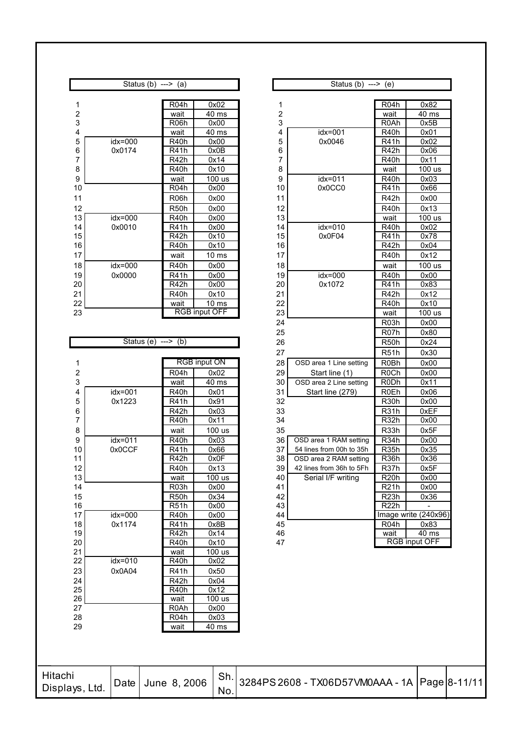## Status (b) ---> (a)

| No. | | Register | Value |
|---|---|---|---|
| 1 | | R04h | 0x02 |
| 2 | | wait | 40 ms |
| 3 | | R06h | 0x00 |
| 4 | | wait | 40 ms |
| 5 | idx=000 | R40h | 0x00 |
| 6 | 0x0174 | R41h | 0x0B |
| 7 | | R42h | 0x14 |
| 8 | | R40h | 0x10 |
| 9 | | wait | 100 us |
| 10 | | R04h | 0x00 |
| 11 | | R06h | 0x00 |
| 12 | | R50h | 0x00 |
| 13 | idx=000 | R40h | 0x00 |
| 14 | 0x0010 | R41h | 0x00 |
| 15 | | R42h | 0x10 |
| 16 | | R40h | 0x10 |
| 17 | | wait | 10 ms |
| 18 | idx=000 | R40h | 0x00 |
| 19 | 0x0000 | R41h | 0x00 |
| 20 | | R42h | 0x00 |
| 21 | | R40h | 0x10 |
| 22 | | wait | 10 ms |
| 23 | | RGB input OFF | |

## Status (e) ---> (b)

| No. | | Register | Value |
|---|---|---|---|
| 1 | | RGB input ON | |
| 2 | | R04h | 0x02 |
| 3 | | wait | 40 ms |
| 4 | idx=001 | R40h | 0x01 |
| 5 | 0x1223 | R41h | 0x91 |
| 6 | | R42h | 0x03 |
| 7 | | R40h | 0x11 |
| 8 | | wait | 100 us |
| 9 | idx=011 | R40h | 0x03 |
| 10 | 0x0CCF | R41h | 0x66 |
| 11 | | R42h | 0x0F |
| 12 | | R40h | 0x13 |
| 13 | | wait | 100 us |
| 14 | | R03h | 0x00 |
| 15 | | R50h | 0x34 |
| 16 | | R51h | 0x00 |
| 17 | idx=000 | R40h | 0x00 |
| 18 | 0x1174 | R41h | 0x8B |
| 19 | | R42h | 0x14 |
| 20 | | R40h | 0x10 |
| 21 | | wait | 100 us |
| 22 | idx=010 | R40h | 0x02 |
| 23 | 0x0A04 | R41h | 0x50 |
| 24 | | R42h | 0x04 |
| 25 | | R40h | 0x12 |
| 26 | | wait | 100 us |
| 27 | | R0Ah | 0x00 |
| 28 | | R04h | 0x03 |
| 29 | | wait | 40 ms |

## Status (b) ---> (e)

| No. | | Register | Value |
|---|---|---|---|
| 1 | | R04h | 0x82 |
| 2 | | wait | 40 ms |
| 3 | | R0Ah | 0x5B |
| 4 | idx=001 | R40h | 0x01 |
| 5 | 0x0046 | R41h | 0x02 |
| 6 | | R42h | 0x06 |
| 7 | | R40h | 0x11 |
| 8 | | wait | 100 us |
| 9 | idx=011 | R40h | 0x03 |
| 10 | 0x0CC0 | R41h | 0x66 |
| 11 | | R42h | 0x00 |
| 12 | | R40h | 0x13 |
| 13 | | wait | 100 us |
| 14 | idx=010 | R40h | 0x02 |
| 15 | 0x0F04 | R41h | 0x78 |
| 16 | | R42h | 0x04 |
| 17 | | R40h | 0x12 |
| 18 | | wait | 100 us |
| 19 | idx=000 | R40h | 0x00 |
| 20 | 0x1072 | R41h | 0x83 |
| 21 | | R42h | 0x12 |
| 22 | | R40h | 0x10 |
| 23 | | wait | 100 us |
| 24 | | R03h | 0x00 |
| 25 | | R07h | 0x80 |
| 26 | | R50h | 0x24 |
| 27 | | R51h | 0x30 |
| 28 | OSD area 1 Line setting | R0Bh | 0x00 |
| 29 | Start line (1) | R0Ch | 0x00 |
| 30 | OSD area 2 Line setting | R0Dh | 0x11 |
| 31 | Start line (279) | R0Eh | 0x06 |
| 32 | | R30h | 0x00 |
| 33 | | R31h | 0xEF |
| 34 | | R32h | 0x00 |
| 35 | | R33h | 0x5F |
| 36 | OSD area 1 RAM setting | R34h | 0x00 |
| 37 | 54 lines from 00h to 35h | R35h | 0x35 |
| 38 | OSD area 2 RAM setting | R36h | 0x36 |
| 39 | 42 lines from 36h to 5Fh | R37h | 0x5F |
| 40 | Serial I/F writing | R20h | 0x00 |
| 41 | | R21h | 0x00 |
| 42 | | R23h | 0x36 |
| 43 | | R22h | - |
| 44 | | Image write (240x96) | |
| 45 | | R04h | 0x83 |
| 46 | | wait | 40 ms |
| 47 | | RGB input OFF | |

| Hitachi Displays, Ltd. | Date | June 8, 2006 | Sh. No. | 3284PS 2608 - TX06D57VM0AAA - 1A | Page | 8-11/11 |
|---|---|---|---|---|---|---|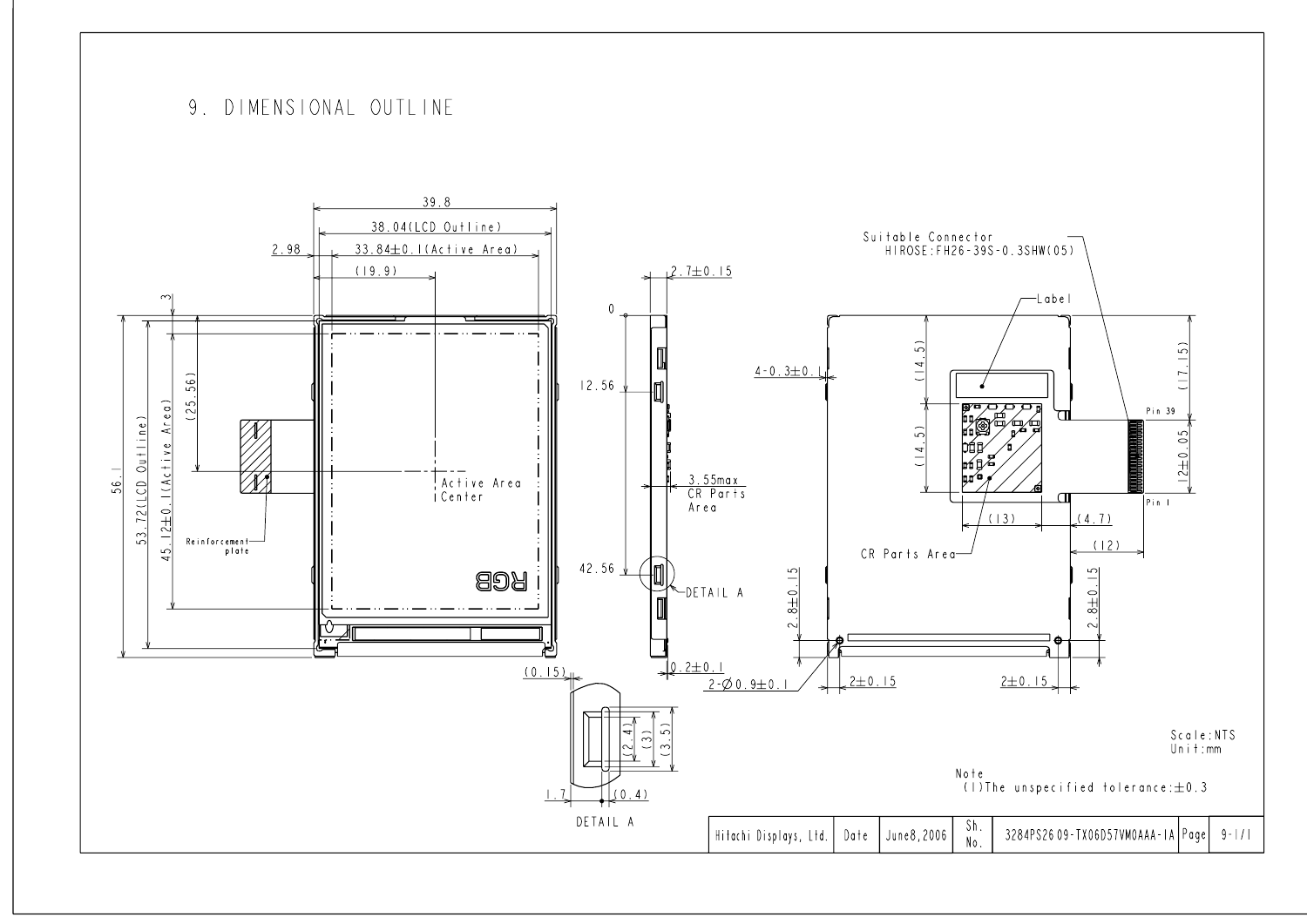## 9. DIMENSIONAL OUTLINE

39.8
38.04(LCD Outline)
2.98
33.84±0.1(Active Area)
(19.9)
3
56.1
53.72(LCD Outline)
45.12±0.1(Active Area)
(25.56)
Active Area Center
Reinforcement plate
RGB

2.7±0.15
0
12.56
3.55max CR Parts Area
42.56
DETAIL A
0.2±0.1

(0.15)
(2.4)
(3)
(3.5)
1.7
(0.4)
DETAIL A

Suitable Connector
HIROSE:FH26-39S-0.3SHW(05)
Label
4-0.3±0.1
(14.5)
(14.5)
(17.15)
Pin 39
12±0.05
Pin 1
(13)
(4.7)
(12)
CR Parts Area
2.8±0.15
2.8±0.15
2-Ø0.9±0.1
2±0.15
2±0.15

Scale:NTS
Unit:mm

Note
(1)The unspecified tolerance:±0.3

| Hitachi Displays, Ltd. | Date | June8,2006 | Sh. No. | 3284PS26 09-TX06D57VM0AAA-1A | Page | 9-1/1 |
|---|---|---|---|---|---|---|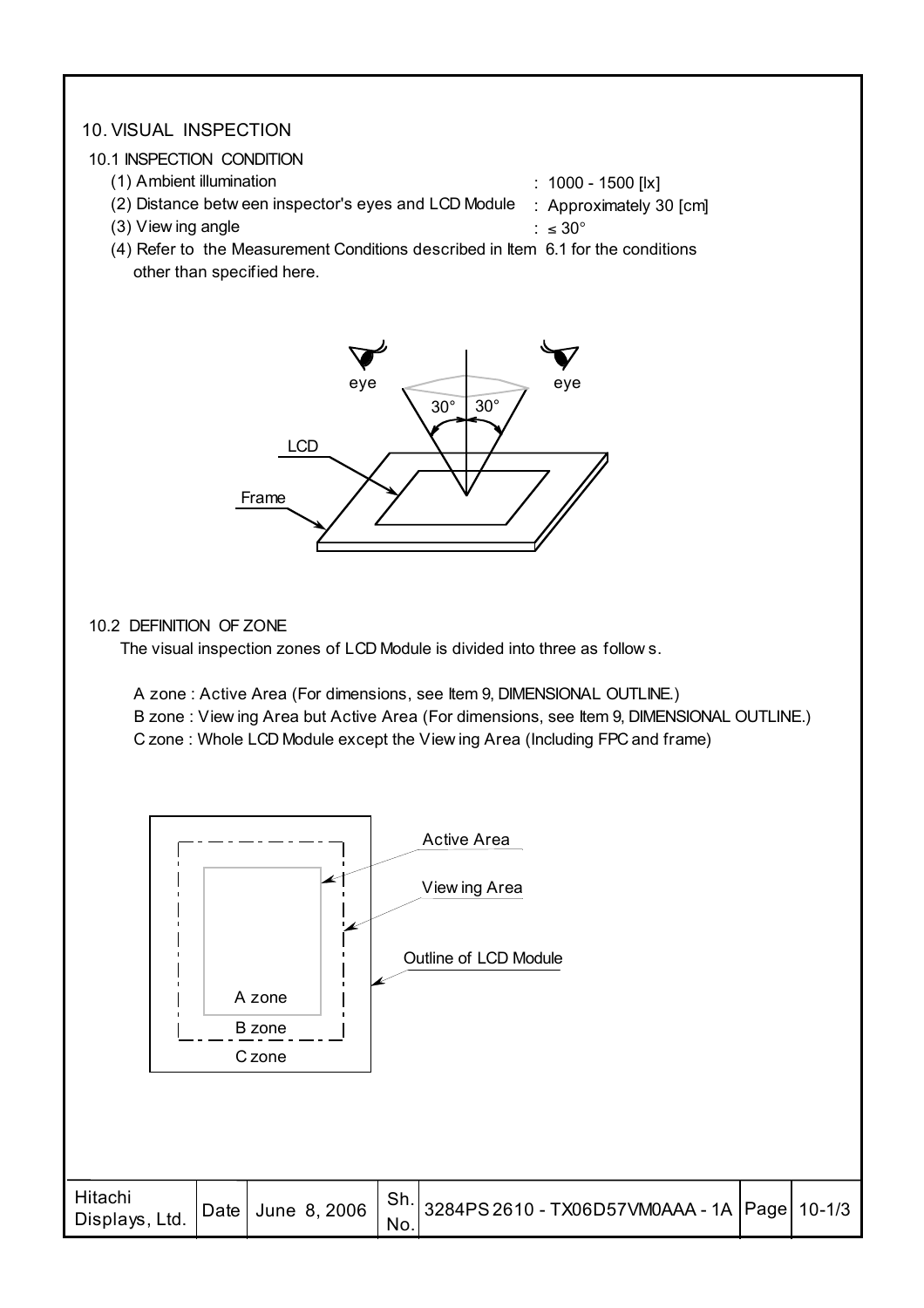# 10. VISUAL INSPECTION

## 10.1 INSPECTION CONDITION

(1) Ambient illumination : 1000 - 1500 [lx]

(2) Distance between inspector's eyes and LCD Module : Approximately 30 [cm]

(3) Viewing angle : ≤ 30°

(4) Refer to the Measurement Conditions described in Item 6.1 for the conditions other than specified here.

## 10.2 DEFINITION OF ZONE

The visual inspection zones of LCD Module is divided into three as follows.

A zone : Active Area (For dimensions, see Item 9, DIMENSIONAL OUTLINE.)

B zone : Viewing Area but Active Area (For dimensions, see Item 9, DIMENSIONAL OUTLINE.)

C zone : Whole LCD Module except the Viewing Area (Including FPC and frame)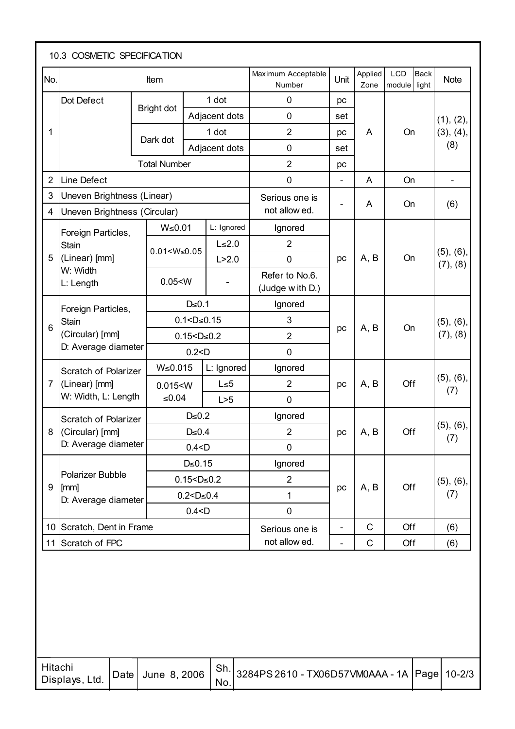### 10.3 COSMETIC SPECIFICATION

| No. | Item | | | Maximum Acceptable Number | Unit | Applied Zone | LCD module / Back light | Note |
|---|---|---|---|---|---|---|---|---|
| 1 | Dot Defect | Bright dot | 1 dot | 0 | pc | A | On | (1), (2), (3), (4), (8) |
| | | | Adjacent dots | 0 | set | | | |
| | | Dark dot | 1 dot | 2 | pc | | | |
| | | | Adjacent dots | 0 | set | | | |
| | | Total Number | | 2 | pc | | | |
| 2 | Line Defect | | | 0 | - | A | On | - |
| 3 | Uneven Brightness (Linear) | | | Serious one is not allowed. | - | A | On | (6) |
| 4 | Uneven Brightness (Circular) | | | | | | | |
| 5 | Foreign Particles, Stain (Linear) [mm] W: Width L: Length | W≤0.01 | L: Ignored | Ignored | pc | A, B | On | (5), (6), (7), (8) |
| | | 0.01<W≤0.05 | L≤2.0 | 2 | | | | |
| | | | L>2.0 | 0 | | | | |
| | | 0.05<W | - | Refer to No.6. (Judge with D.) | | | | |
| 6 | Foreign Particles, Stain (Circular) [mm] D: Average diameter | D≤0.1 | | Ignored | pc | A, B | On | (5), (6), (7), (8) |
| | | 0.1<D≤0.15 | | 3 | | | | |
| | | 0.15<D≤0.2 | | 2 | | | | |
| | | 0.2<D | | 0 | | | | |
| 7 | Scratch of Polarizer (Linear) [mm] W: Width, L: Length | W≤0.015 | L: Ignored | Ignored | pc | A, B | Off | (5), (6), (7) |
| | | 0.015<W ≤0.04 | L≤5 | 2 | | | | |
| | | | L>5 | 0 | | | | |
| 8 | Scratch of Polarizer (Circular) [mm] D: Average diameter | D≤0.2 | | Ignored | pc | A, B | Off | (5), (6), (7) |
| | | D≤0.4 | | 2 | | | | |
| | | 0.4<D | | 0 | | | | |
| 9 | Polarizer Bubble [mm] D: Average diameter | D≤0.15 | | Ignored | pc | A, B | Off | (5), (6), (7) |
| | | 0.15<D≤0.2 | | 2 | | | | |
| | | 0.2<D≤0.4 | | 1 | | | | |
| | | 0.4<D | | 0 | | | | |
| 10 | Scratch, Dent in Frame | | | Serious one is not allowed. | - | C | Off | (6) |
| 11 | Scratch of FPC | | | | - | C | Off | (6) |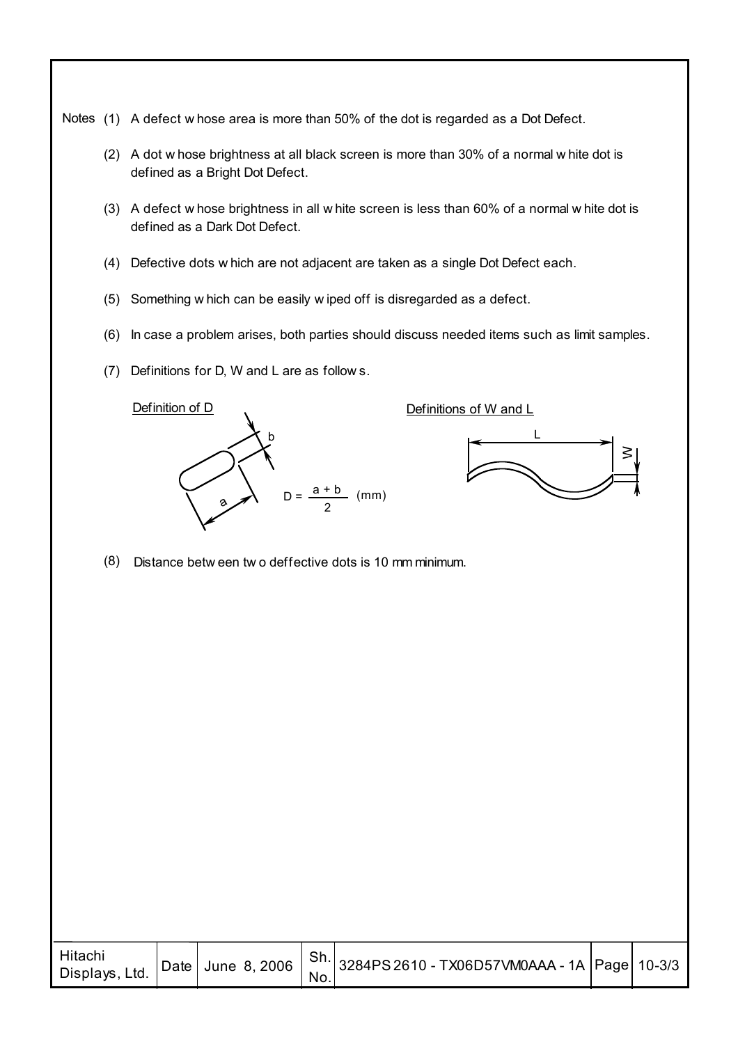Notes (1) A defect whose area is more than 50% of the dot is regarded as a Dot Defect.

(2) A dot whose brightness at all black screen is more than 30% of a normal white dot is defined as a Bright Dot Defect.

(3) A defect whose brightness in all white screen is less than 60% of a normal white dot is defined as a Dark Dot Defect.

(4) Defective dots which are not adjacent are taken as a single Dot Defect each.

(5) Something which can be easily wiped off is disregarded as a defect.

(6) In case a problem arises, both parties should discuss needed items such as limit samples.

(7) Definitions for D, W and L are as follows.

Definition of D

$$D = \frac{a + b}{2} \text{ (mm)}$$

Definitions of W and L

(8) Distance between two deffective dots is 10 mm minimum.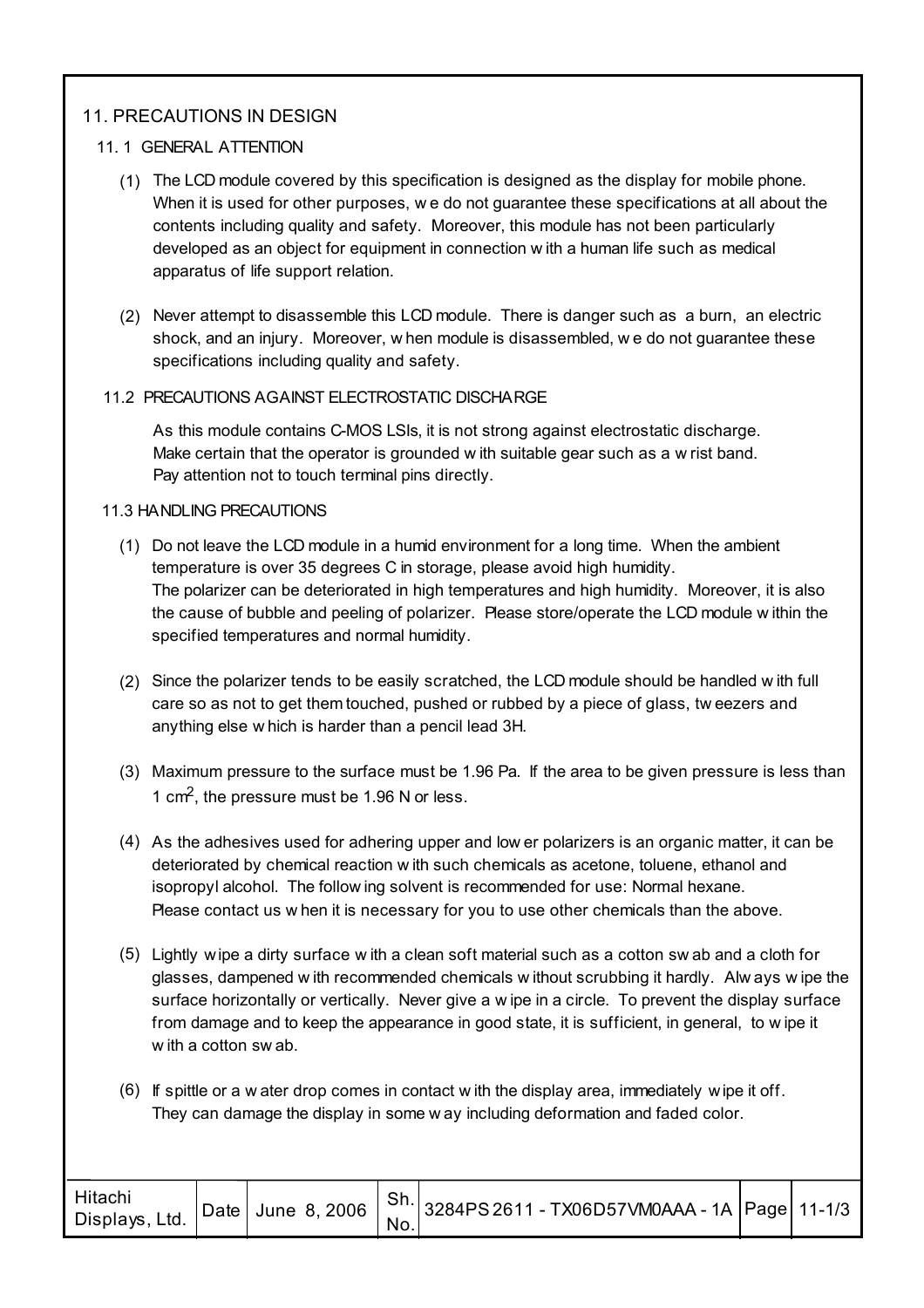## 11. PRECAUTIONS IN DESIGN

### 11. 1 GENERAL ATTENTION

(1) The LCD module covered by this specification is designed as the display for mobile phone. When it is used for other purposes, we do not guarantee these specifications at all about the contents including quality and safety. Moreover, this module has not been particularly developed as an object for equipment in connection with a human life such as medical apparatus of life support relation.

(2) Never attempt to disassemble this LCD module. There is danger such as a burn, an electric shock, and an injury. Moreover, when module is disassembled, we do not guarantee these specifications including quality and safety.

### 11.2 PRECAUTIONS AGAINST ELECTROSTATIC DISCHARGE

As this module contains C-MOS LSIs, it is not strong against electrostatic discharge. Make certain that the operator is grounded with suitable gear such as a wrist band. Pay attention not to touch terminal pins directly.

### 11.3 HANDLING PRECAUTIONS

(1) Do not leave the LCD module in a humid environment for a long time. When the ambient temperature is over 35 degrees C in storage, please avoid high humidity.
The polarizer can be deteriorated in high temperatures and high humidity. Moreover, it is also the cause of bubble and peeling of polarizer. Please store/operate the LCD module within the specified temperatures and normal humidity.

(2) Since the polarizer tends to be easily scratched, the LCD module should be handled with full care so as not to get them touched, pushed or rubbed by a piece of glass, tweezers and anything else which is harder than a pencil lead 3H.

(3) Maximum pressure to the surface must be 1.96 Pa. If the area to be given pressure is less than 1 $cm^2$, the pressure must be 1.96 N or less.

(4) As the adhesives used for adhering upper and lower polarizers is an organic matter, it can be deteriorated by chemical reaction with such chemicals as acetone, toluene, ethanol and isopropyl alcohol. The following solvent is recommended for use: Normal hexane.
Please contact us when it is necessary for you to use other chemicals than the above.

(5) Lightly wipe a dirty surface with a clean soft material such as a cotton swab and a cloth for glasses, dampened with recommended chemicals without scrubbing it hardly. Always wipe the surface horizontally or vertically. Never give a wipe in a circle. To prevent the display surface from damage and to keep the appearance in good state, it is sufficient, in general, to wipe it with a cotton swab.

(6) If spittle or a water drop comes in contact with the display area, immediately wipe it off. They can damage the display in some way including deformation and faded color.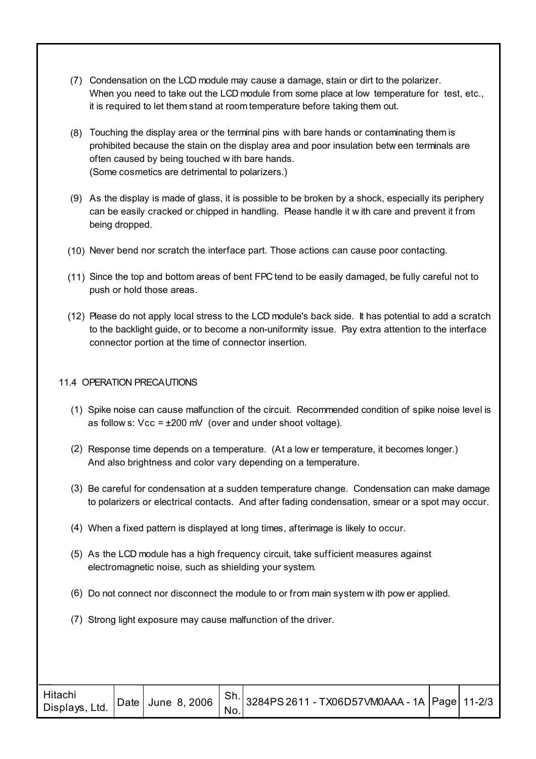(7) Condensation on the LCD module may cause a damage, stain or dirt to the polarizer. When you need to take out the LCD module from some place at low temperature for test, etc., it is required to let them stand at room temperature before taking them out.

(8) Touching the display area or the terminal pins with bare hands or contaminating them is prohibited because the stain on the display area and poor insulation between terminals are often caused by being touched with bare hands. (Some cosmetics are detrimental to polarizers.)

(9) As the display is made of glass, it is possible to be broken by a shock, especially its periphery can be easily cracked or chipped in handling. Please handle it with care and prevent it from being dropped.

(10) Never bend nor scratch the interface part. Those actions can cause poor contacting.

(11) Since the top and bottom areas of bent FPC tend to be easily damaged, be fully careful not to push or hold those areas.

(12) Please do not apply local stress to the LCD module's back side. It has potential to add a scratch to the backlight guide, or to become a non-uniformity issue. Pay extra attention to the interface connector portion at the time of connector insertion.

## 11.4 OPERATION PRECAUTIONS

(1) Spike noise can cause malfunction of the circuit. Recommended condition of spike noise level is as follows: Vcc = ±200 mV (over and under shoot voltage).

(2) Response time depends on a temperature. (At a lower temperature, it becomes longer.) And also brightness and color vary depending on a temperature.

(3) Be careful for condensation at a sudden temperature change. Condensation can make damage to polarizers or electrical contacts. And after fading condensation, smear or a spot may occur.

(4) When a fixed pattern is displayed at long times, afterimage is likely to occur.

(5) As the LCD module has a high frequency circuit, take sufficient measures against electromagnetic noise, such as shielding your system.

(6) Do not connect nor disconnect the module to or from main system with power applied.

(7) Strong light exposure may cause malfunction of the driver.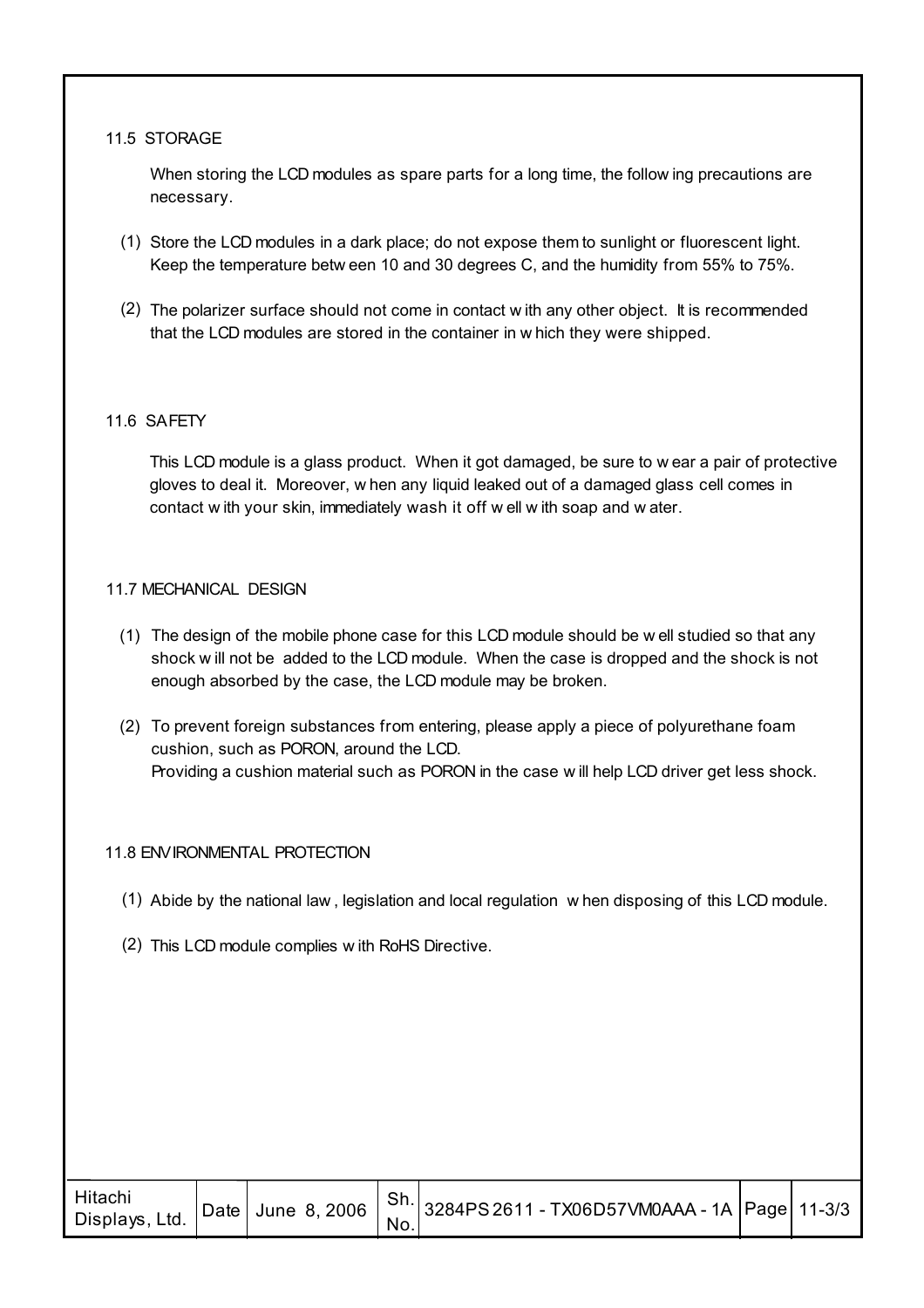### 11.5 STORAGE

When storing the LCD modules as spare parts for a long time, the following precautions are necessary.

(1) Store the LCD modules in a dark place; do not expose them to sunlight or fluorescent light. Keep the temperature between 10 and 30 degrees C, and the humidity from 55% to 75%.

(2) The polarizer surface should not come in contact with any other object. It is recommended that the LCD modules are stored in the container in which they were shipped.

### 11.6 SAFETY

This LCD module is a glass product. When it got damaged, be sure to wear a pair of protective gloves to deal it. Moreover, when any liquid leaked out of a damaged glass cell comes in contact with your skin, immediately wash it off well with soap and water.

### 11.7 MECHANICAL DESIGN

(1) The design of the mobile phone case for this LCD module should be well studied so that any shock will not be added to the LCD module. When the case is dropped and the shock is not enough absorbed by the case, the LCD module may be broken.

(2) To prevent foreign substances from entering, please apply a piece of polyurethane foam cushion, such as PORON, around the LCD.
Providing a cushion material such as PORON in the case will help LCD driver get less shock.

### 11.8 ENVIRONMENTAL PROTECTION

(1) Abide by the national law, legislation and local regulation when disposing of this LCD module.

(2) This LCD module complies with RoHS Directive.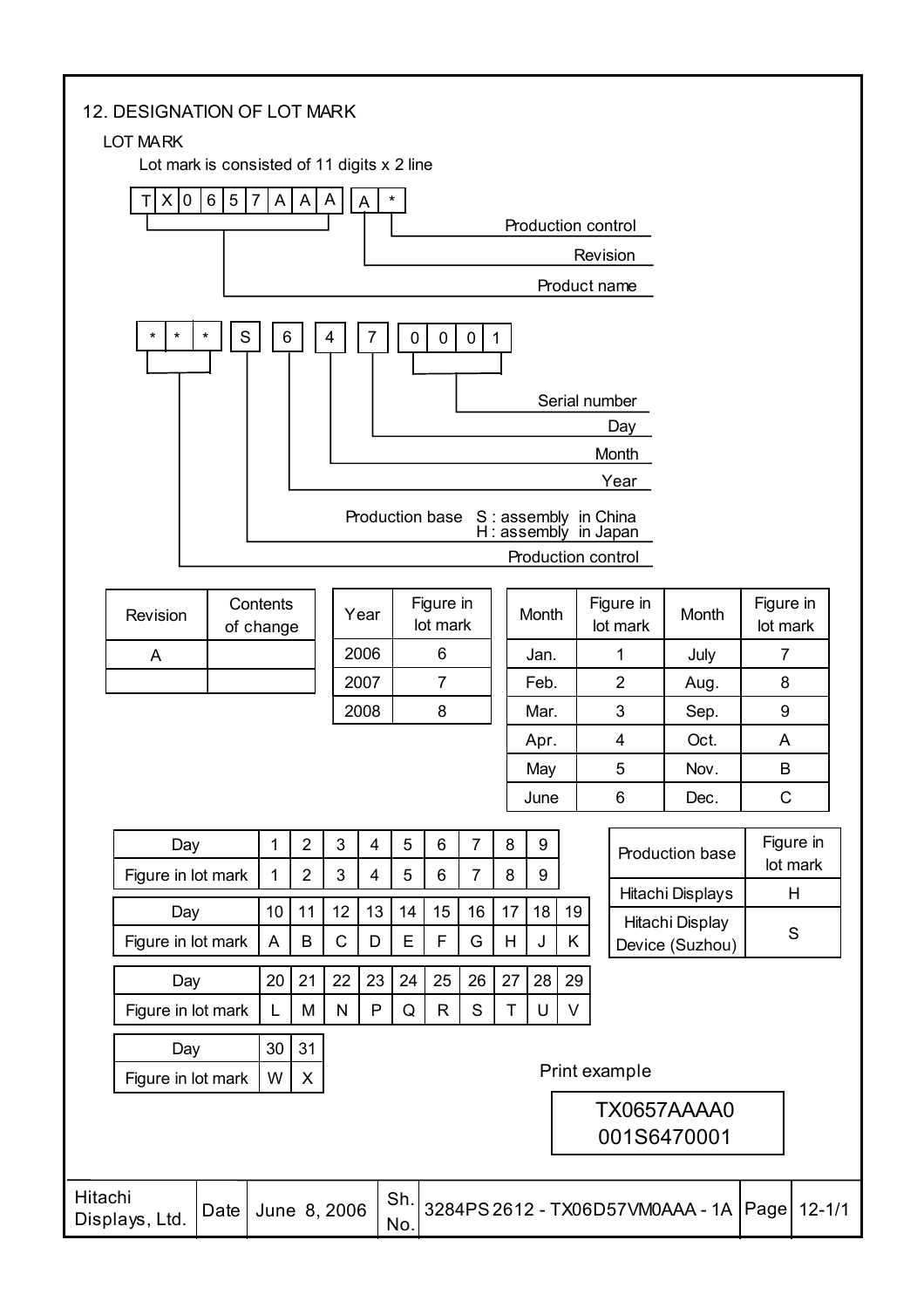## 12. DESIGNATION OF LOT MARK

### LOT MARK

Lot mark is consisted of 11 digits x 2 line

| T | X | 0 | 6 | 5 | 7 | A | A | A | A | * |
|---|---|---|---|---|---|---|---|---|---|---|

- T X 0 6 5 7 A A A : Product name
- A : Revision
- * : Production control

| * | * | * | S | 6 | 4 | 7 | 0 | 0 | 0 | 1 |
|---|---|---|---|---|---|---|---|---|---|---|

- * * * : Production control
- S : Production base (S : assembly in China, H : assembly in Japan)
- 6 : Year
- 4 : Month
- 7 : Day
- 0 0 0 1 : Serial number

| Revision | Contents of change |
|---|---|
| A | |
| | |

| Year | Figure in lot mark |
|---|---|
| 2006 | 6 |
| 2007 | 7 |
| 2008 | 8 |

| Month | Figure in lot mark | Month | Figure in lot mark |
|---|---|---|---|
| Jan. | 1 | July | 7 |
| Feb. | 2 | Aug. | 8 |
| Mar. | 3 | Sep. | 9 |
| Apr. | 4 | Oct. | A |
| May | 5 | Nov. | B |
| June | 6 | Dec. | C |

| Day | 1 | 2 | 3 | 4 | 5 | 6 | 7 | 8 | 9 | |
|---|---|---|---|---|---|---|---|---|---|---|
| Figure in lot mark | 1 | 2 | 3 | 4 | 5 | 6 | 7 | 8 | 9 | |
| Day | 10 | 11 | 12 | 13 | 14 | 15 | 16 | 17 | 18 | 19 |
| Figure in lot mark | A | B | C | D | E | F | G | H | J | K |
| Day | 20 | 21 | 22 | 23 | 24 | 25 | 26 | 27 | 28 | 29 |
| Figure in lot mark | L | M | N | P | Q | R | S | T | U | V |
| Day | 30 | 31 | | | | | | | | |
| Figure in lot mark | W | X | | | | | | | | |

| Production base | Figure in lot mark |
|---|---|
| Hitachi Displays | H |
| Hitachi Display Device (Suzhou) | S |

Print example

```
TX0657AAAA0
001S6470001
```

| Hitachi Displays, Ltd. | Date | June 8, 2006 | Sh. No. | 3284PS 2612 - TX06D57VM0AAA - 1A | Page | 12-1/1 |
|---|---|---|---|---|---|---|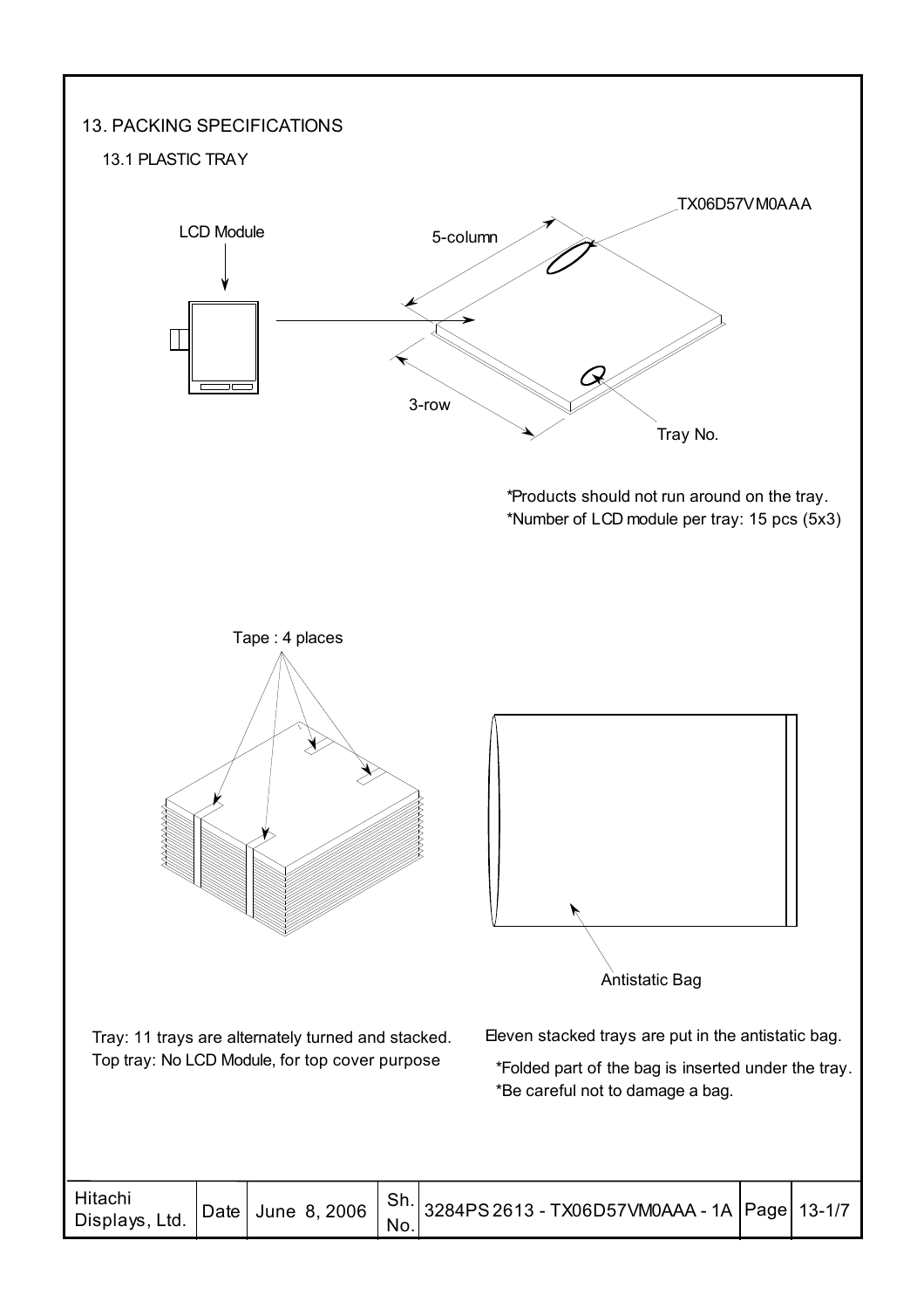# 13. PACKING SPECIFICATIONS

## 13.1 PLASTIC TRAY

LCD Module

5-column

3-row

TX06D57VM0AAA

Tray No.

*Products should not run around on the tray.
*Number of LCD module per tray: 15 pcs (5x3)

Tape : 4 places

Antistatic Bag

Tray: 11 trays are alternately turned and stacked.
Top tray: No LCD Module, for top cover purpose

Eleven stacked trays are put in the antistatic bag.

*Folded part of the bag is inserted under the tray.
*Be careful not to damage a bag.

| Hitachi Displays, Ltd. | Date | June 8, 2006 | Sh. No. | 3284PS 2613 - TX06D57VM0AAA - 1A | Page | 13-1/7 |
|---|---|---|---|---|---|---|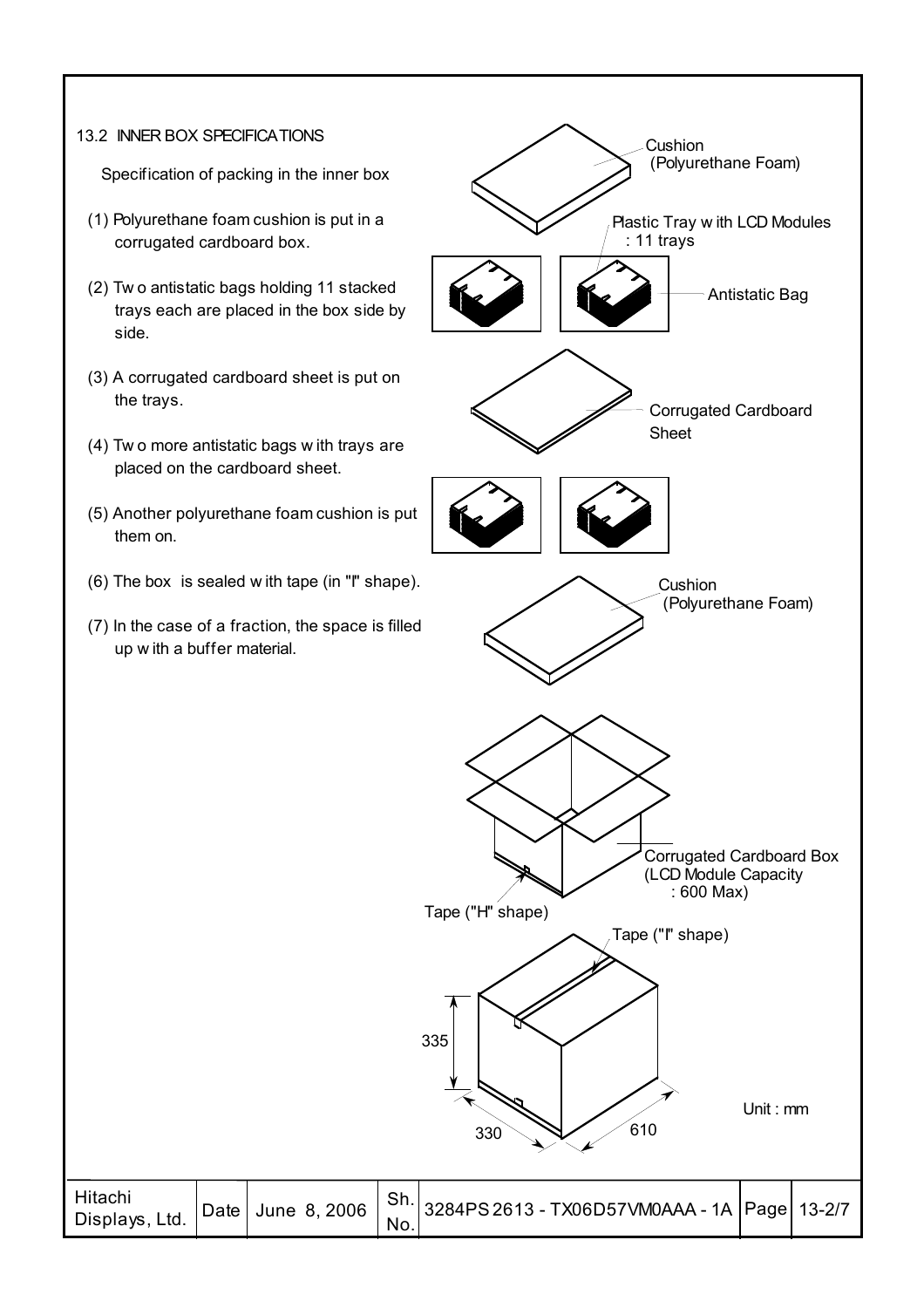## 13.2 INNER BOX SPECIFICATIONS

Specification of packing in the inner box

(1) Polyurethane foam cushion is put in a corrugated cardboard box.

(2) Two antistatic bags holding 11 stacked trays each are placed in the box side by side.

(3) A corrugated cardboard sheet is put on the trays.

(4) Two more antistatic bags with trays are placed on the cardboard sheet.

(5) Another polyurethane foam cushion is put them on.

(6) The box is sealed with tape (in "I" shape).

(7) In the case of a fraction, the space is filled up with a buffer material.

Cushion (Polyurethane Foam)

Plastic Tray with LCD Modules : 11 trays

Antistatic Bag

Corrugated Cardboard Sheet

Cushion (Polyurethane Foam)

Corrugated Cardboard Box (LCD Module Capacity : 600 Max)

Tape ("H" shape)

Tape ("I" shape)

335

330

610

Unit : mm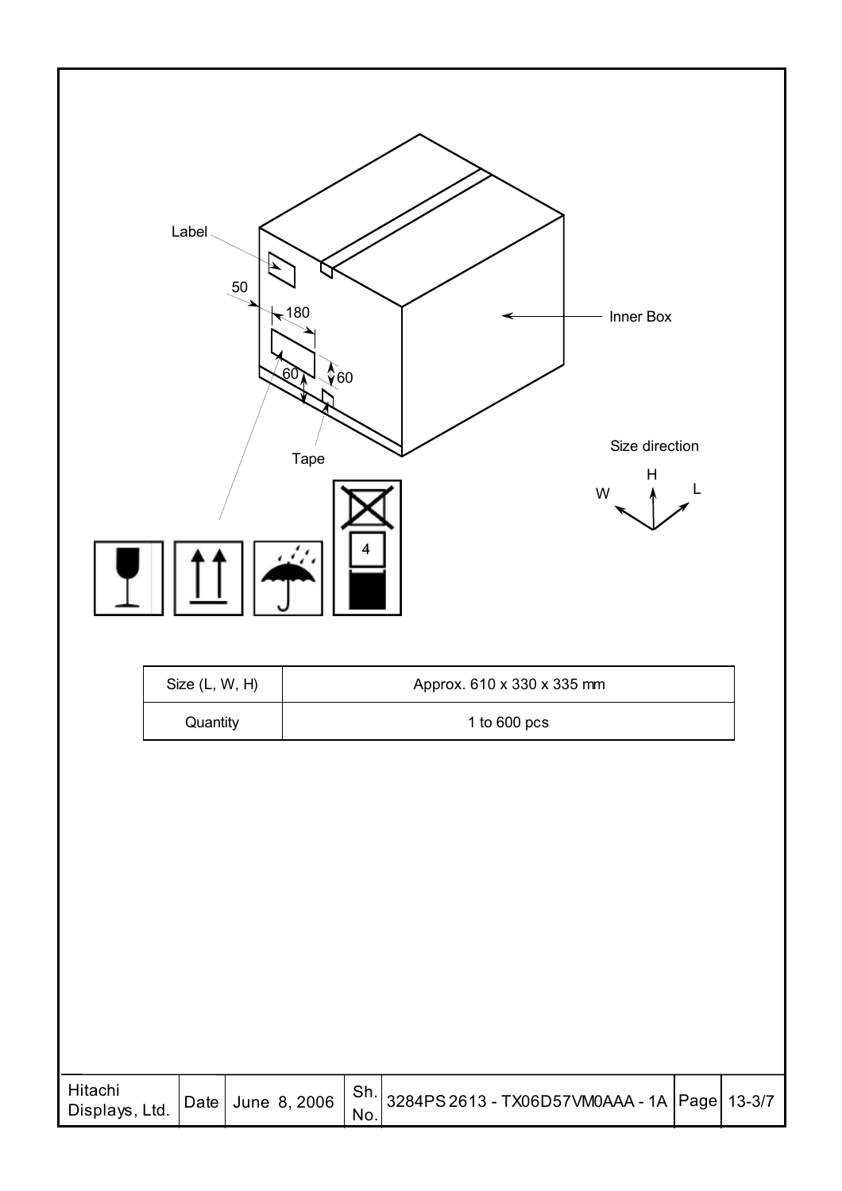Label

50

180

60

60

Tape

Inner Box

Size direction

H

W

L

4

| Size (L, W, H) | Approx. 610 x 330 x 335 mm |
| --- | --- |
| Quantity | 1 to 600 pcs |

| Hitachi Displays, Ltd. | Date | June 8, 2006 | Sh. No. | 3284PS 2613 - TX06D57VM0AAA - 1A | Page | 13-3/7 |
| --- | --- | --- | --- | --- | --- | --- |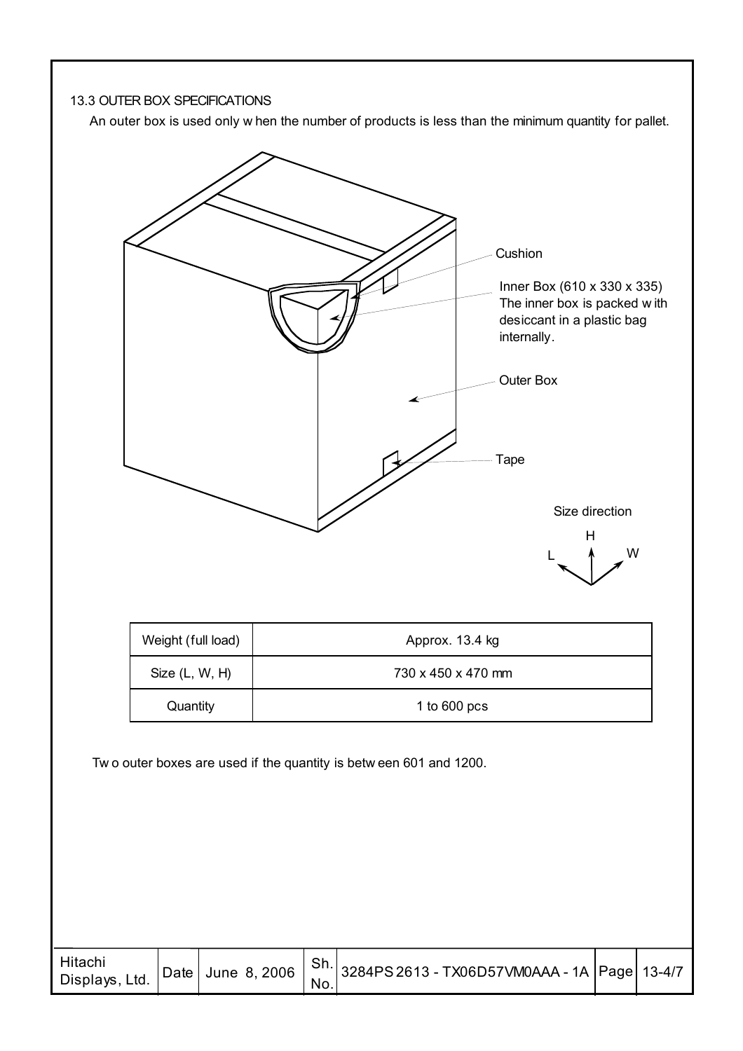### 13.3 OUTER BOX SPECIFICATIONS

An outer box is used only when the number of products is less than the minimum quantity for pallet.

Cushion

Inner Box (610 x 330 x 335)
The inner box is packed with desiccant in a plastic bag internally.

Outer Box

Tape

Size direction

H

L W

| Weight (full load) | Approx. 13.4 kg |
|---|---|
| Size (L, W, H) | 730 x 450 x 470 mm |
| Quantity | 1 to 600 pcs |

Two outer boxes are used if the quantity is between 601 and 1200.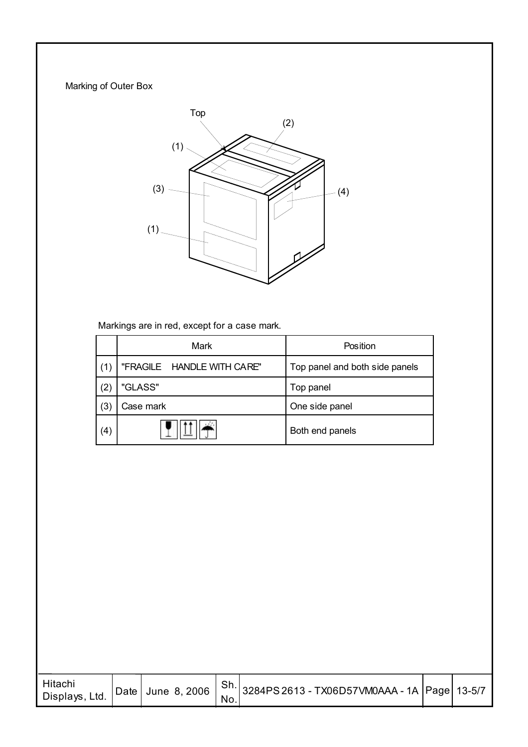Marking of Outer Box

Top

(1)

(2)

(3)

(4)

(1)

Markings are in red, except for a case mark.

| | Mark | Position |
|---|---|---|
| (1) | "FRAGILE HANDLE WITH CARE" | Top panel and both side panels |
| (2) | "GLASS" | Top panel |
| (3) | Case mark | One side panel |
| (4) | | Both end panels |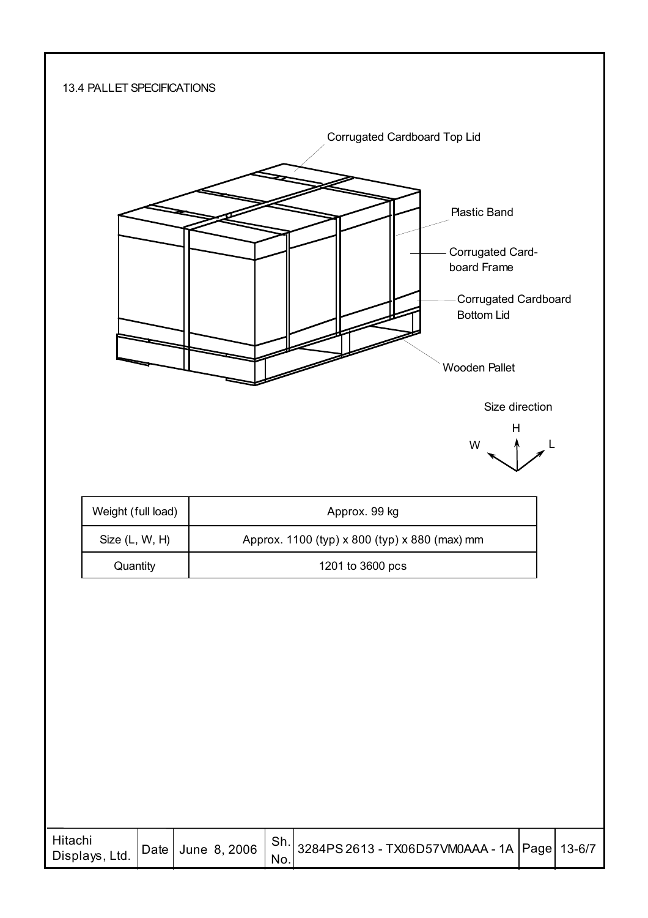13.4 PALLET SPECIFICATIONS

Corrugated Cardboard Top Lid

Plastic Band

Corrugated Card-board Frame

Corrugated Cardboard Bottom Lid

Wooden Pallet

Size direction

H

W

L

| Weight (full load) | Approx. 99 kg |
| --- | --- |
| Size (L, W, H) | Approx. 1100 (typ) x 800 (typ) x 880 (max) mm |
| Quantity | 1201 to 3600 pcs |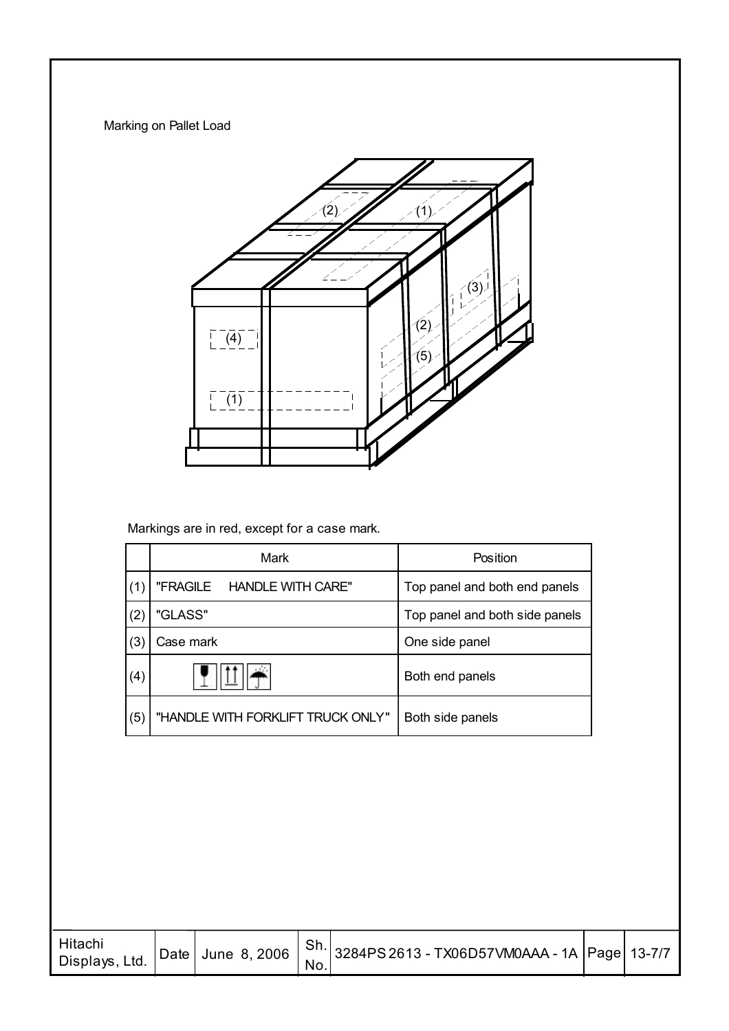Marking on Pallet Load

Markings are in red, except for a case mark.

| | Mark | Position |
|---|---|---|
| (1) | "FRAGILE HANDLE WITH CARE" | Top panel and both end panels |
| (2) | "GLASS" | Top panel and both side panels |
| (3) | Case mark | One side panel |
| (4) | | Both end panels |
| (5) | "HANDLE WITH FORKLIFT TRUCK ONLY" | Both side panels |

| Hitachi Displays, Ltd. | Date | June 8, 2006 | Sh. No. | 3284PS 2613 - TX06D57VM0AAA - 1A | Page | 13-7/7 |
|---|---|---|---|---|---|---|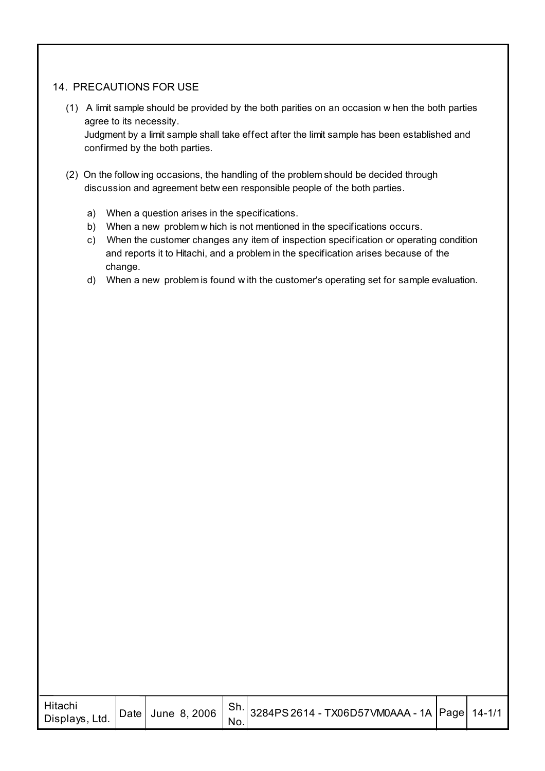## 14. PRECAUTIONS FOR USE

(1) A limit sample should be provided by the both parities on an occasion when the both parties agree to its necessity.
Judgment by a limit sample shall take effect after the limit sample has been established and confirmed by the both parties.

(2) On the following occasions, the handling of the problem should be decided through discussion and agreement between responsible people of the both parties.

a) When a question arises in the specifications.
b) When a new problem which is not mentioned in the specifications occurs.
c) When the customer changes any item of inspection specification or operating condition and reports it to Hitachi, and a problem in the specification arises because of the change.
d) When a new problem is found with the customer's operating set for sample evaluation.